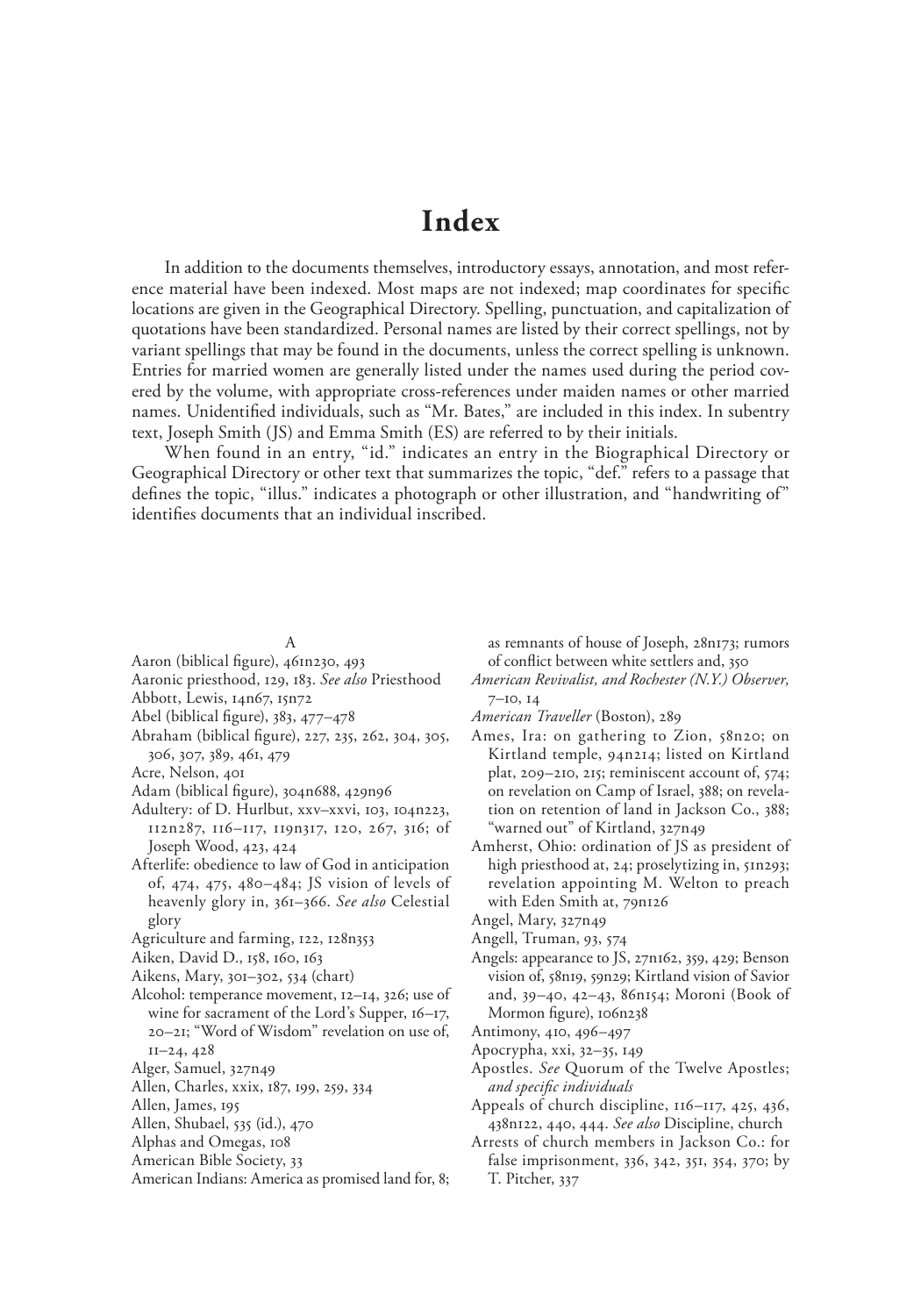# Index

In addition to the documents themselves, introductory essays, annotation, and most reference material have been indexed. Most maps are not indexed; map coordinates for specific locations are given in the Geographical Directory. Spelling, punctuation, and capitalization of quotations have been standardized. Personal names are listed by their correct spellings, not by variant spellings that may be found in the documents, unless the correct spelling is unknown. Entries for married women are generally listed under the names used during the period covered by the volume, with appropriate cross-references under maiden names or other married names. Unidentified individuals, such as "Mr. Bates," are included in this index. In subentry text, Joseph Smith (JS) and Emma Smith (ES) are referred to by their initials.

When found in an entry, "id." indicates an entry in the Biographical Directory or Geographical Directory or other text that summarizes the topic, "def." refers to a passage that defines the topic, "illus." indicates a photograph or other illustration, and "handwriting of" identifies documents that an individual inscribed.

A

Aaron (biblical figure), 461n230, 493

Aaronic priesthood, 129, 183. *See also* Priesthood

Abbott, Lewis, 14n67, 15n72

Abel (biblical figure), 383, 477–478

Abraham (biblical figure), 227, 235, 262, 304, 305, 306, 307, 389, 461, 479

Acre, Nelson, 401

Adam (biblical figure), 304n688, 429n96

Adultery: of D. Hurlbut, xxv–xxvi, 103, 104n223, 112n287, 116–117, 119n317, 120, 267, 316; of Joseph Wood, 423, 424

Afterlife: obedience to law of God in anticipation of, 474, 475, 480–484; JS vision of levels of heavenly glory in, 361–366. *See also* Celestial glory

Agriculture and farming, 122, 128n353

Aiken, David D., 158, 160, 163

Aikens, Mary, 301–302, 534 (chart)

Alcohol: temperance movement, 12–14, 326; use of wine for sacrament of the Lord's Supper, 16–17, 20–21; "Word of Wisdom" revelation on use of, 11–24, 428

Alger, Samuel, 327n49

Allen, Charles, xxix, 187, 199, 259, 334

Allen, James, 195

Allen, Shubael, 535 (id.), 470

Alphas and Omegas, 108

American Bible Society, 33

American Indians: America as promised land for, 8; as remnants of house of Joseph, 28n173; rumors of conflict between white settlers and, 350

*American Revivalist, and Rochester (N.Y.) Observer,* 7–10, 14

*American Traveller* (Boston), 289

Ames, Ira: on gathering to Zion, 58n20; on Kirtland temple, 94n214; listed on Kirtland plat, 209–210, 215; reminiscent account of, 574; on revelation on Camp of Israel, 388; on revelation on retention of land in Jackson Co., 388; "warned out" of Kirtland, 327n49

Amherst, Ohio: ordination of JS as president of high priesthood at, 24; proselytizing in, 51n293; revelation appointing M. Welton to preach with Eden Smith at, 79n126

Angel, Mary, 327n49

Angell, Truman, 93, 574

Angels: appearance to JS, 27n162, 359, 429; Benson vision of, 58n19, 59n29; Kirtland vision of Savior and, 39–40, 42–43, 86n154; Moroni (Book of Mormon figure), 106n238

Antimony, 410, 496–497

Apocrypha, xxi, 32–35, 149

Apostles. *See* Quorum of the Twelve Apostles; *and specific individuals*

Appeals of church discipline, 116–117, 425, 436, 438n122, 440, 444. *See also* Discipline, church

Arrests of church members in Jackson Co.: for false imprisonment, 336, 342, 351, 354, 370; by T. Pitcher, 337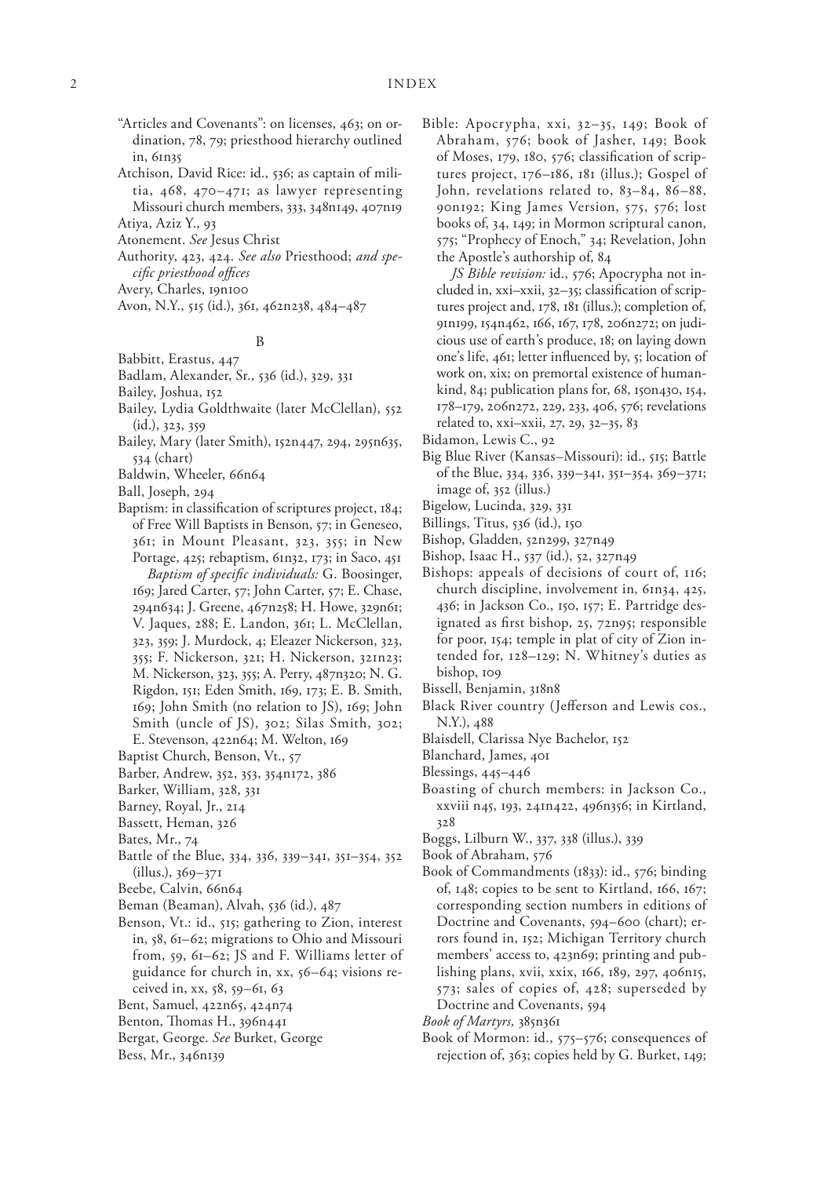"Articles and Covenants": on licenses, 463; on ordination, 78, 79; priesthood hierarchy outlined in, 61n35

Atchison, David Rice: id., 536; as captain of militia, 468, 470–471; as lawyer representing Missouri church members, 333, 348n149, 407n19

Atiya, Aziz Y., 93

Atonement. *See* Jesus Christ

Authority, 423, 424. *See also* Priesthood; *and specific priesthood offices*

Avery, Charles, 19n100

Avon, N.Y., 515 (id.), 361, 462n238, 484–487

## B

Babbitt, Erastus, 447

Badlam, Alexander, Sr., 536 (id.), 329, 331

Bailey, Joshua, 152

Bailey, Lydia Goldthwaite (later McClellan), 552 (id.), 323, 359

Bailey, Mary (later Smith), 152n447, 294, 295n635, 534 (chart)

Baldwin, Wheeler, 66n64

Ball, Joseph, 294

Baptism: in classification of scriptures project, 184; of Free Will Baptists in Benson, 57; in Geneseo, 361; in Mount Pleasant, 323, 355; in New Portage, 425; rebaptism, 61n32, 173; in Saco, 451

*Baptism of specific individuals:* G. Boosinger, 169; Jared Carter, 57; John Carter, 57; E. Chase, 294n634; J. Greene, 467n258; H. Howe, 329n61; V. Jaques, 288; E. Landon, 361; L. McClellan, 323, 359; J. Murdock, 4; Eleazer Nickerson, 323, 355; F. Nickerson, 321; H. Nickerson, 321n23; M. Nickerson, 323, 355; A. Perry, 487n320; N. G. Rigdon, 151; Eden Smith, 169, 173; E. B. Smith, 169; John Smith (no relation to JS), 169; John Smith (uncle of JS), 302; Silas Smith, 302; E. Stevenson, 422n64; M. Welton, 169

Baptist Church, Benson, Vt., 57

Barber, Andrew, 352, 353, 354n172, 386

Barker, William, 328, 331

Barney, Royal, Jr., 214

Bassett, Heman, 326

Bates, Mr., 74

Battle of the Blue, 334, 336, 339–341, 351–354, 352 (illus.), 369–371

Beebe, Calvin, 66n64

Beman (Beaman), Alvah, 536 (id.), 487

Benson, Vt.: id., 515; gathering to Zion, interest in, 58, 61–62; migrations to Ohio and Missouri from, 59, 61–62; JS and F. Williams letter of guidance for church in, xx, 56–64; visions received in, xx, 58, 59–61, 63

Bent, Samuel, 422n65, 424n74

Benton, Thomas H., 396n441

Bergat, George. *See* Burket, George

Bess, Mr., 346n139

Bible: Apocrypha, xxi, 32–35, 149; Book of Abraham, 576; book of Jasher, 149; Book of Moses, 179, 180, 576; classification of scriptures project, 176–186, 181 (illus.); Gospel of John, revelations related to, 83–84, 86–88, 90n192; King James Version, 575, 576; lost books of, 34, 149; in Mormon scriptural canon, 575; "Prophecy of Enoch," 34; Revelation, John the Apostle's authorship of, 84

*JS Bible revision:* id., 576; Apocrypha not included in, xxi–xxii, 32–35; classification of scriptures project and, 178, 181 (illus.); completion of, 91n199, 154n462, 166, 167, 178, 206n272; on judicious use of earth's produce, 18; on laying down one's life, 461; letter influenced by, 5; location of work on, xix; on premortal existence of humankind, 84; publication plans for, 68, 150n430, 154, 178–179, 206n272, 229, 233, 406, 576; revelations related to, xxi–xxii, 27, 29, 32–35, 83

Bidamon, Lewis C., 92

Big Blue River (Kansas–Missouri): id., 515; Battle of the Blue, 334, 336, 339–341, 351–354, 369–371; image of, 352 (illus.)

Bigelow, Lucinda, 329, 331

Billings, Titus, 536 (id.), 150

Bishop, Gladden, 52n299, 327n49

Bishop, Isaac H., 537 (id.), 52, 327n49

Bishops: appeals of decisions of court of, 116; church discipline, involvement in, 61n34, 425, 436; in Jackson Co., 150, 157; E. Partridge designated as first bishop, 25, 72n95; responsible for poor, 154; temple in plat of city of Zion intended for, 128–129; N. Whitney's duties as bishop, 109

Bissell, Benjamin, 318n8

Black River country (Jefferson and Lewis cos., N.Y.), 488

Blaisdell, Clarissa Nye Bachelor, 152

Blanchard, James, 401

Blessings, 445–446

Boasting of church members: in Jackson Co., xxviii n45, 193, 241n422, 496n356; in Kirtland, 328

Boggs, Lilburn W., 337, 338 (illus.), 339

Book of Abraham, 576

Book of Commandments (1833): id., 576; binding of, 148; copies to be sent to Kirtland, 166, 167; corresponding section numbers in editions of Doctrine and Covenants, 594–600 (chart); errors found in, 152; Michigan Territory church members' access to, 423n69; printing and publishing plans, xvii, xxix, 166, 189, 297, 406n15, 573; sales of copies of, 428; superseded by Doctrine and Covenants, 594

*Book of Martyrs,* 385n361

Book of Mormon: id., 575–576; consequences of rejection of, 363; copies held by G. Burket, 149;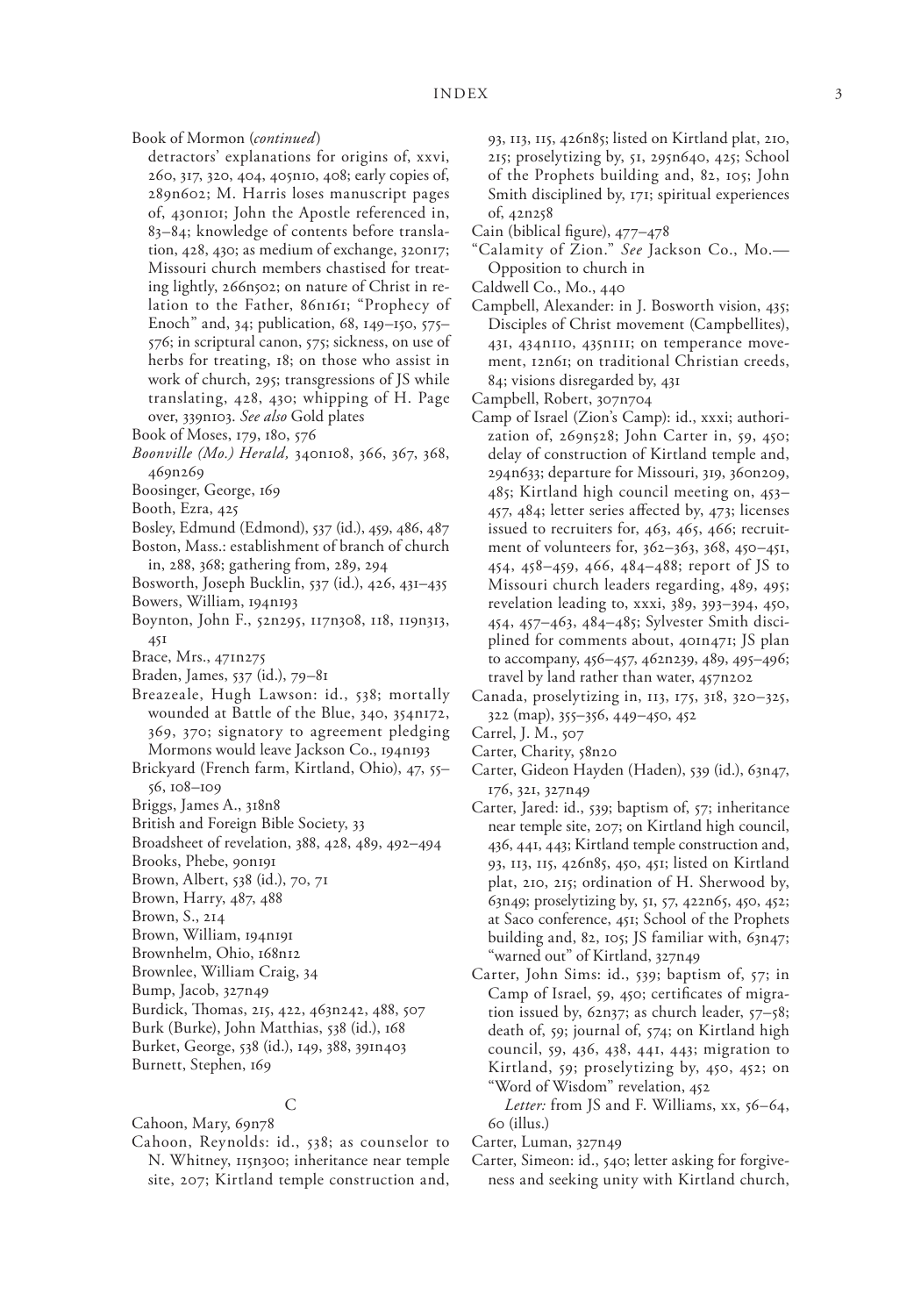Book of Mormon (*continued*)

detractors' explanations for origins of, xxvi, 260, 317, 320, 404, 405n10, 408; early copies of, 289n602; M. Harris loses manuscript pages of, 430n101; John the Apostle referenced in, 83–84; knowledge of contents before translation, 428, 430; as medium of exchange, 320n17; Missouri church members chastised for treating lightly, 266n502; on nature of Christ in relation to the Father, 86n161; "Prophecy of Enoch" and, 34; publication, 68, 149–150, 575–576; in scriptural canon, 575; sickness, on use of herbs for treating, 18; on those who assist in work of church, 295; transgressions of JS while translating, 428, 430; whipping of H. Page over, 339n103. *See also* Gold plates

Book of Moses, 179, 180, 576

*Boonville (Mo.) Herald,* 340n108, 366, 367, 368, 469n269

Boosinger, George, 169

Booth, Ezra, 425

Bosley, Edmund (Edmond), 537 (id.), 459, 486, 487

Boston, Mass.: establishment of branch of church in, 288, 368; gathering from, 289, 294

Bosworth, Joseph Bucklin, 537 (id.), 426, 431–435

Bowers, William, 194n193

Boynton, John F., 52n295, 117n308, 118, 119n313, 451

Brace, Mrs., 471n275

Braden, James, 537 (id.), 79–81

Breazeale, Hugh Lawson: id., 538; mortally wounded at Battle of the Blue, 340, 354n172, 369, 370; signatory to agreement pledging Mormons would leave Jackson Co., 194n193

Brickyard (French farm, Kirtland, Ohio), 47, 55–56, 108–109

Briggs, James A., 318n8

British and Foreign Bible Society, 33

Broadsheet of revelation, 388, 428, 489, 492–494

Brooks, Phebe, 90n191

Brown, Albert, 538 (id.), 70, 71

Brown, Harry, 487, 488

Brown, S., 214

Brown, William, 194n191

Brownhelm, Ohio, 168n12

Brownlee, William Craig, 34

Bump, Jacob, 327n49

Burdick, Thomas, 215, 422, 463n242, 488, 507

Burk (Burke), John Matthias, 538 (id.), 168

Burket, George, 538 (id.), 149, 388, 391n403

Burnett, Stephen, 169

## C

Cahoon, Mary, 69n78

Cahoon, Reynolds: id., 538; as counselor to N. Whitney, 115n300; inheritance near temple site, 207; Kirtland temple construction and, 93, 113, 115, 426n85; listed on Kirtland plat, 210, 215; proselytizing by, 51, 295n640, 425; School of the Prophets building and, 82, 105; John Smith disciplined by, 171; spiritual experiences of, 42n258

Cain (biblical figure), 477–478

"Calamity of Zion." *See* Jackson Co., Mo.—Opposition to church in

Caldwell Co., Mo., 440

Campbell, Alexander: in J. Bosworth vision, 435; Disciples of Christ movement (Campbellites), 431, 434n110, 435n111; on temperance movement, 12n61; on traditional Christian creeds, 84; visions disregarded by, 431

Campbell, Robert, 307n704

Camp of Israel (Zion's Camp): id., xxxi; authorization of, 269n528; John Carter in, 59, 450; delay of construction of Kirtland temple and, 294n633; departure for Missouri, 319, 360n209, 485; Kirtland high council meeting on, 453–457, 484; letter series affected by, 473; licenses issued to recruiters for, 463, 465, 466; recruitment of volunteers for, 362–363, 368, 450–451, 454, 458–459, 466, 484–488; report of JS to Missouri church leaders regarding, 489, 495; revelation leading to, xxxi, 389, 393–394, 450, 454, 457–463, 484–485; Sylvester Smith disciplined for comments about, 401n471; JS plan to accompany, 456–457, 462n239, 489, 495–496; travel by land rather than water, 457n202

Canada, proselytizing in, 113, 175, 318, 320–325, 322 (map), 355–356, 449–450, 452

Carrel, J. M., 507

Carter, Charity, 58n20

Carter, Gideon Hayden (Haden), 539 (id.), 63n47, 176, 321, 327n49

Carter, Jared: id., 539; baptism of, 57; inheritance near temple site, 207; on Kirtland high council, 436, 441, 443; Kirtland temple construction and, 93, 113, 115, 426n85, 450, 451; listed on Kirtland plat, 210, 215; ordination of H. Sherwood by, 63n49; proselytizing by, 51, 57, 422n65, 450, 452; at Saco conference, 451; School of the Prophets building and, 82, 105; JS familiar with, 63n47; "warned out" of Kirtland, 327n49

Carter, John Sims: id., 539; baptism of, 57; in Camp of Israel, 59, 450; certificates of migration issued by, 62n37; as church leader, 57–58; death of, 59; journal of, 574; on Kirtland high council, 59, 436, 438, 441, 443; migration to Kirtland, 59; proselytizing by, 450, 452; on "Word of Wisdom" revelation, 452

*Letter:* from JS and F. Williams, xx, 56–64, 60 (illus.)

Carter, Luman, 327n49

Carter, Simeon: id., 540; letter asking for forgiveness and seeking unity with Kirtland church,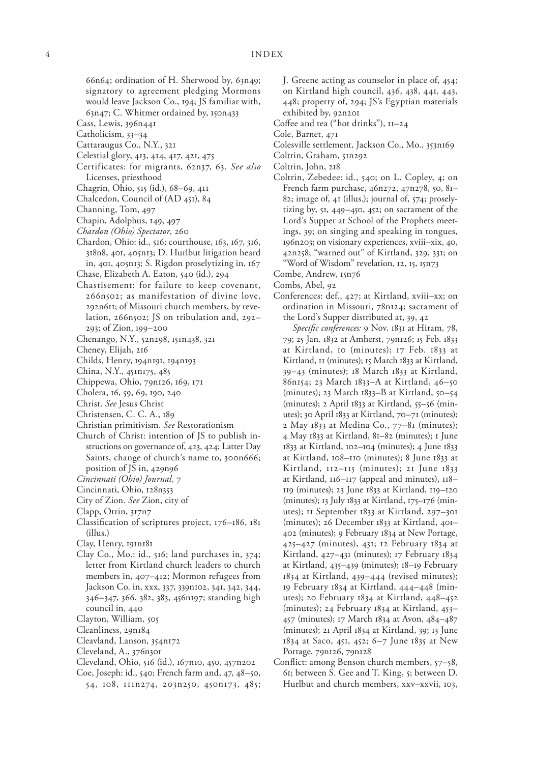66n64; ordination of H. Sherwood by, 63n49; signatory to agreement pledging Mormons would leave Jackson Co., 194; JS familiar with, 63n47; C. Whitmer ordained by, 150n433

Cass, Lewis, 396n441

Catholicism, 33–34

Cattaraugus Co., N.Y., 321

Celestial glory, 413, 414, 417, 421, 475

Certificates: for migrants, 62n37, 63. *See also* Licenses, priesthood

Chagrin, Ohio, 515 (id.), 68–69, 411

Chalcedon, Council of (AD 451), 84

Channing, Tom, 497

Chapin, Adolphus, 149, 497

*Chardon (Ohio) Spectator,* 260

Chardon, Ohio: id., 516; courthouse, 163, 167, 316, 318n8, 401, 405n13; D. Hurlbut litigation heard in, 401, 405n13; S. Rigdon proselytizing in, 167

Chase, Elizabeth A. Eaton, 540 (id.), 294

Chastisement: for failure to keep covenant, 266n502; as manifestation of divine love, 292n611; of Missouri church members, by revelation, 266n502; JS on tribulation and, 292–293; of Zion, 199–200

Chenango, N.Y., 52n298, 151n438, 321

Cheney, Elijah, 216

Childs, Henry, 194n191, 194n193

China, N.Y., 451n175, 485

Chippewa, Ohio, 79n126, 169, 171

Cholera, 16, 59, 69, 190, 240

Christ. *See* Jesus Christ

Christensen, C. C. A., 189

Christian primitivism. *See* Restorationism

Church of Christ: intention of JS to publish instructions on governance of, 423, 424; Latter Day Saints, change of church's name to, 300n666; position of JS in, 429n96

*Cincinnati (Ohio) Journal,* 7

Cincinnati, Ohio, 128n353

City of Zion. *See* Zion, city of

Clapp, Orrin, 317n7

Classification of scriptures project, 176–186, 181 (illus.)

Clay, Henry, 191n181

Clay Co., Mo.: id., 516; land purchases in, 374; letter from Kirtland church leaders to church members in, 407–412; Mormon refugees from Jackson Co. in, xxx, 337, 339n102, 341, 342, 344, 346–347, 366, 382, 383, 456n197; standing high council in, 440

Clayton, William, 505

Cleanliness, 29n184

Cleavland, Lanson, 354n172

Cleveland, A., 376n301

Cleveland, Ohio, 516 (id.), 167n10, 450, 457n202

Coe, Joseph: id., 540; French farm and, 47, 48–50, 54, 108, 111n274, 203n250, 450n173, 485; J. Greene acting as counselor in place of, 454; on Kirtland high council, 436, 438, 441, 443, 448; property of, 294; JS's Egyptian materials exhibited by, 92n201

Coffee and tea ("hot drinks"), 11–24

Cole, Barnet, 471

Colesville settlement, Jackson Co., Mo., 353n169

Coltrin, Graham, 51n292

Coltrin, John, 218

Coltrin, Zebedee: id., 540; on L. Copley, 4; on French farm purchase, 46n272, 47n278, 50, 81–82; image of, 41 (illus.); journal of, 574; proselytizing by, 51, 449–450, 452; on sacrament of the Lord's Supper at School of the Prophets meetings, 39; on singing and speaking in tongues, 196n203; on visionary experiences, xviii–xix, 40, 42n258; "warned out" of Kirtland, 329, 331; on "Word of Wisdom" revelation, 12, 15, 15n73

Combe, Andrew, 15n76

Combs, Abel, 92

Conferences: def., 427; at Kirtland, xviii–xx; on ordination in Missouri, 78n124; sacrament of the Lord's Supper distributed at, 39, 42

*Specific conferences:* 9 Nov. 1831 at Hiram, 78, 79; 25 Jan. 1832 at Amherst, 79n126; 15 Feb. 1833 at Kirtland, 10 (minutes); 17 Feb. 1833 at Kirtland, 11 (minutes); 15 March 1833 at Kirtland, 39–43 (minutes); 18 March 1833 at Kirtland, 86n154; 23 March 1833–A at Kirtland, 46–50 (minutes); 23 March 1833–B at Kirtland, 50–54 (minutes); 2 April 1833 at Kirtland, 55–56 (minutes); 30 April 1833 at Kirtland, 70–71 (minutes); 2 May 1833 at Medina Co., 77–81 (minutes); 4 May 1833 at Kirtland, 81–82 (minutes); 1 June 1833 at Kirtland, 102–104 (minutes); 4 June 1833 at Kirtland, 108–110 (minutes); 8 June 1833 at Kirtland, 112–115 (minutes); 21 June 1833 at Kirtland, 116–117 (appeal and minutes), 118–119 (minutes); 23 June 1833 at Kirtland, 119–120 (minutes); 13 July 1833 at Kirtland, 175–176 (minutes); 11 September 1833 at Kirtland, 297–301 (minutes); 26 December 1833 at Kirtland, 401–402 (minutes); 9 February 1834 at New Portage, 425–427 (minutes), 431; 12 February 1834 at Kirtland, 427–431 (minutes); 17 February 1834 at Kirtland, 435–439 (minutes); 18–19 February 1834 at Kirtland, 439–444 (revised minutes); 19 February 1834 at Kirtland, 444–448 (minutes); 20 February 1834 at Kirtland, 448–452 (minutes); 24 February 1834 at Kirtland, 453–457 (minutes); 17 March 1834 at Avon, 484–487 (minutes); 21 April 1834 at Kirtland, 39; 13 June 1834 at Saco, 451, 452; 6–7 June 1835 at New Portage, 79n126, 79n128

Conflict: among Benson church members, 57–58, 61; between S. Gee and T. King, 5; between D. Hurlbut and church members, xxv–xxvii, 103,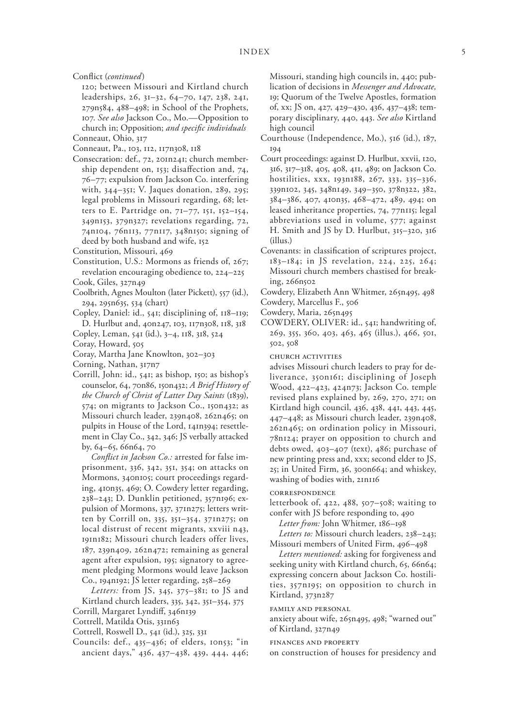Conflict (*continued*)

120; between Missouri and Kirtland church leaderships, 26, 31–32, 64–70, 147, 238, 241, 279n584, 488–498; in School of the Prophets, 107. *See also* Jackson Co., Mo.—Opposition to church in; Opposition; *and specific individuals*

Conneaut, Ohio, 317

Conneaut, Pa., 103, 112, 117n308, 118

Consecration: def., 72, 201n241; church membership dependent on, 153; disaffection and, 74, 76–77; expulsion from Jackson Co. interfering with, 344–351; V. Jaques donation, 289, 295; legal problems in Missouri regarding, 68; letters to E. Partridge on, 71–77, 151, 152–154, 349n153, 379n327; revelations regarding, 72, 74n104, 76n113, 77n117, 348n150; signing of deed by both husband and wife, 152

Constitution, Missouri, 469

Constitution, U.S.: Mormons as friends of, 267; revelation encouraging obedience to, 224–225

Cook, Giles, 327n49

Coolbrith, Agnes Moulton (later Pickett), 557 (id.), 294, 295n635, 534 (chart)

Copley, Daniel: id., 541; disciplining of, 118–119; D. Hurlbut and, 40n247, 103, 117n308, 118, 318

Copley, Leman, 541 (id.), 3–4, 118, 318, 524

Coray, Howard, 505

Coray, Martha Jane Knowlton, 302–303

Corning, Nathan, 317n7

Corrill, John: id., 541; as bishop, 150; as bishop's counselor, 64, 70n86, 150n432; *A Brief History of the Church of Christ of Latter Day Saints* (1839), 574; on migrants to Jackson Co., 150n432; as Missouri church leader, 239n408, 262n465; on pulpits in House of the Lord, 141n394; resettlement in Clay Co., 342, 346; JS verbally attacked by, 64–65, 66n64, 70

*Conflict in Jackson Co.:* arrested for false imprisonment, 336, 342, 351, 354; on attacks on Mormons, 340n105; court proceedings regarding, 410n35, 469; O. Cowdery letter regarding, 238–243; D. Dunklin petitioned, 357n196; expulsion of Mormons, 337, 371n275; letters written by Corrill on, 335, 351–354, 371n275; on local distrust of recent migrants, xxviii n43, 191n182; Missouri church leaders offer lives, 187, 239n409, 262n472; remaining as general agent after expulsion, 195; signatory to agreement pledging Mormons would leave Jackson Co., 194n192; JS letter regarding, 258–269

*Letters:* from JS, 345, 375–381; to JS and Kirtland church leaders, 335, 342, 351–354, 375

Corrill, Margaret Lyndiff, 346n139

Cottrell, Matilda Otis, 331n63

Cottrell, Roswell D., 541 (id.), 325, 331

Councils: def., 435–436; of elders, 10n53; "in ancient days," 436, 437–438, 439, 444, 446; Missouri, standing high councils in, 440; publication of decisions in *Messenger and Advocate,* 19; Quorum of the Twelve Apostles, formation of, xx; JS on, 427, 429–430, 436, 437–438; temporary disciplinary, 440, 443. *See also* Kirtland high council

Courthouse (Independence, Mo.), 516 (id.), 187, 194

Court proceedings: against D. Hurlbut, xxvii, 120, 316, 317–318, 405, 408, 411, 489; on Jackson Co. hostilities, xxx, 193n188, 267, 333, 335–336, 339n102, 345, 348n149, 349–350, 378n322, 382, 384–386, 407, 410n35, 468–472, 489, 494; on leased inheritance properties, 74, 77n115; legal abbreviations used in volume, 577; against H. Smith and JS by D. Hurlbut, 315–320, 316 (illus.)

Covenants: in classification of scriptures project, 183–184; in JS revelation, 224, 225, 264; Missouri church members chastised for breaking, 266n502

Cowdery, Elizabeth Ann Whitmer, 265n495, 498

Cowdery, Marcellus F., 506

Cowdery, Maria, 265n495

COWDERY, OLIVER: id., 541; handwriting of, 269, 355, 360, 403, 463, 465 (illus.), 466, 501, 502, 508

CHURCH ACTIVITIES

advises Missouri church leaders to pray for deliverance, 350n161; disciplining of Joseph Wood, 422–423, 424n73; Jackson Co. temple revised plans explained by, 269, 270, 271; on Kirtland high council, 436, 438, 441, 443, 445, 447–448; as Missouri church leader, 239n408, 262n465; on ordination policy in Missouri, 78n124; prayer on opposition to church and debts owed, 403–407 (text), 486; purchase of new printing press and, xxx; second elder to JS, 25; in United Firm, 36, 300n664; and whiskey, washing of bodies with, 21n116

CORRESPONDENCE

letterbook of, 422, 488, 507–508; waiting to confer with JS before responding to, 490

*Letter from:* John Whitmer, 186–198

*Letters to:* Missouri church leaders, 238–243; Missouri members of United Firm, 496–498

*Letters mentioned:* asking for forgiveness and seeking unity with Kirtland church, 65, 66n64; expressing concern about Jackson Co. hostilities, 357n195; on opposition to church in Kirtland, 373n287

FAMILY AND PERSONAL

anxiety about wife, 265n495, 498; "warned out" of Kirtland, 327n49

FINANCES AND PROPERTY

on construction of houses for presidency and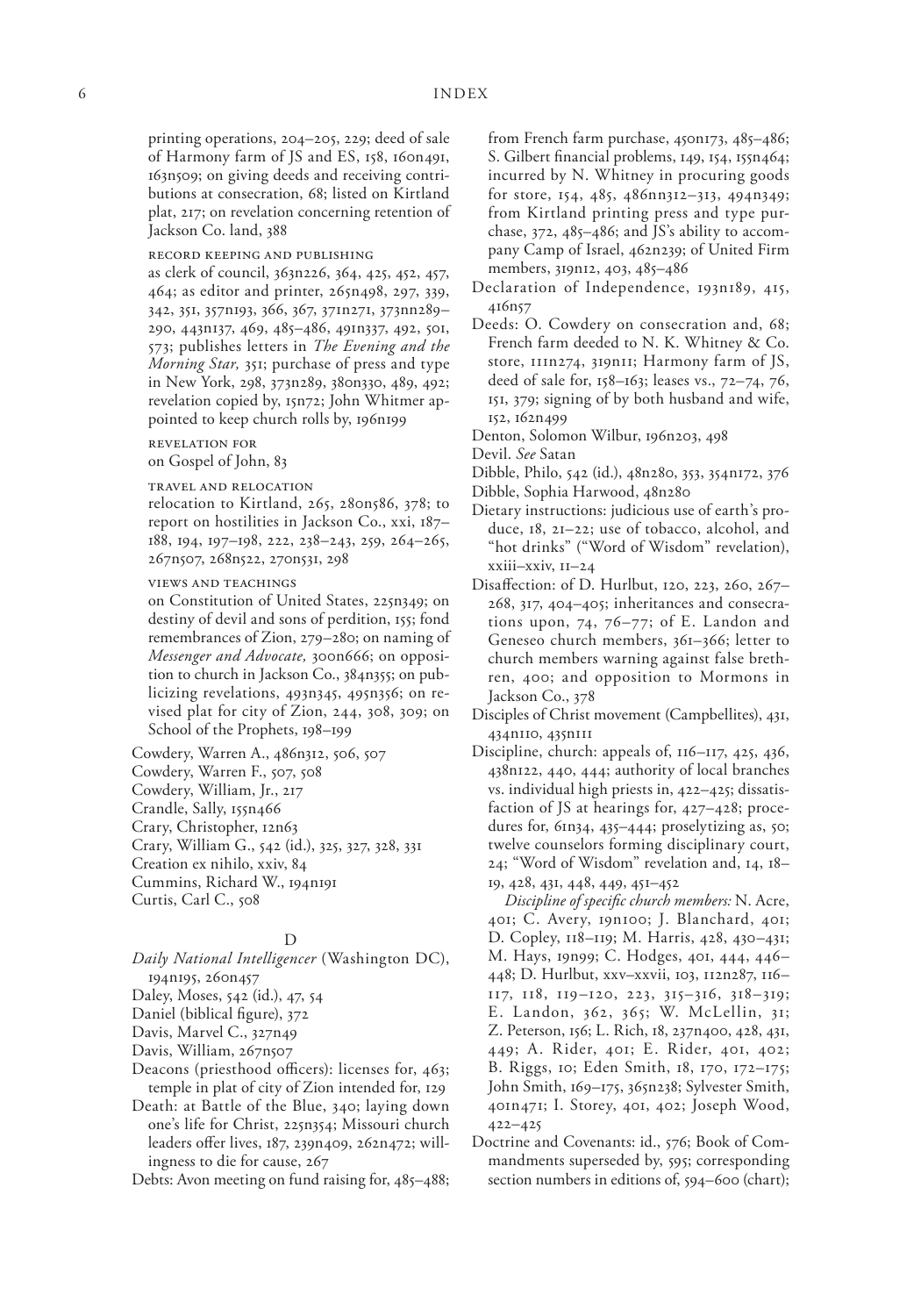printing operations, 204–205, 229; deed of sale of Harmony farm of JS and ES, 158, 160n491, 163n509; on giving deeds and receiving contributions at consecration, 68; listed on Kirtland plat, 217; on revelation concerning retention of Jackson Co. land, 388

RECORD KEEPING AND PUBLISHING

as clerk of council, 363n226, 364, 425, 452, 457, 464; as editor and printer, 265n498, 297, 339, 342, 351, 357n193, 366, 367, 371n271, 373nn289–290, 443n137, 469, 485–486, 491n337, 492, 501, 573; publishes letters in *The Evening and the Morning Star,* 351; purchase of press and type in New York, 298, 373n289, 380n330, 489, 492; revelation copied by, 15n72; John Whitmer appointed to keep church rolls by, 196n199

REVELATION FOR

on Gospel of John, 83

TRAVEL AND RELOCATION

relocation to Kirtland, 265, 280n586, 378; to report on hostilities in Jackson Co., xxi, 187–188, 194, 197–198, 222, 238–243, 259, 264–265, 267n507, 268n522, 270n531, 298

VIEWS AND TEACHINGS

on Constitution of United States, 225n349; on destiny of devil and sons of perdition, 155; fond remembrances of Zion, 279–280; on naming of *Messenger and Advocate,* 300n666; on opposition to church in Jackson Co., 384n355; on publicizing revelations, 493n345, 495n356; on revised plat for city of Zion, 244, 308, 309; on School of the Prophets, 198–199

Cowdery, Warren A., 486n312, 506, 507

Cowdery, Warren F., 507, 508

Cowdery, William, Jr., 217

Crandle, Sally, 155n466

Crary, Christopher, 12n63

Crary, William G., 542 (id.), 325, 327, 328, 331

Creation ex nihilo, xxiv, 84

Cummins, Richard W., 194n191

Curtis, Carl C., 508

D

*Daily National Intelligencer* (Washington DC), 194n195, 260n457

Daley, Moses, 542 (id.), 47, 54

Daniel (biblical figure), 372

Davis, Marvel C., 327n49

Davis, William, 267n507

Deacons (priesthood officers): licenses for, 463; temple in plat of city of Zion intended for, 129

Death: at Battle of the Blue, 340; laying down one's life for Christ, 225n354; Missouri church leaders offer lives, 187, 239n409, 262n472; willingness to die for cause, 267

Debts: Avon meeting on fund raising for, 485–488; from French farm purchase, 450n173, 485–486; S. Gilbert financial problems, 149, 154, 155n464; incurred by N. Whitney in procuring goods for store, 154, 485, 486nn312–313, 494n349; from Kirtland printing press and type purchase, 372, 485–486; and JS's ability to accompany Camp of Israel, 462n239; of United Firm members, 319n12, 403, 485–486

Declaration of Independence, 193n189, 415, 416n57

Deeds: O. Cowdery on consecration and, 68; French farm deeded to N. K. Whitney & Co. store, 111n274, 319n11; Harmony farm of JS, deed of sale for, 158–163; leases vs., 72–74, 76, 151, 379; signing of by both husband and wife, 152, 162n499

Denton, Solomon Wilbur, 196n203, 498

Devil. *See* Satan

Dibble, Philo, 542 (id.), 48n280, 353, 354n172, 376

Dibble, Sophia Harwood, 48n280

Dietary instructions: judicious use of earth's produce, 18, 21–22; use of tobacco, alcohol, and "hot drinks" ("Word of Wisdom" revelation), xxiii–xxiv, 11–24

Disaffection: of D. Hurlbut, 120, 223, 260, 267–268, 317, 404–405; inheritances and consecrations upon, 74, 76–77; of E. Landon and Geneseo church members, 361–366; letter to church members warning against false brethren, 400; and opposition to Mormons in Jackson Co., 378

Disciples of Christ movement (Campbellites), 431, 434n110, 435n111

Discipline, church: appeals of, 116–117, 425, 436, 438n122, 440, 444; authority of local branches vs. individual high priests in, 422–425; dissatisfaction of JS at hearings for, 427–428; procedures for, 61n34, 435–444; proselytizing as, 50; twelve counselors forming disciplinary court, 24; "Word of Wisdom" revelation and, 14, 18–19, 428, 431, 448, 449, 451–452

*Discipline of specific church members:* N. Acre, 401; C. Avery, 19n100; J. Blanchard, 401; D. Copley, 118–119; M. Harris, 428, 430–431; M. Hays, 19n99; C. Hodges, 401, 444, 446–448; D. Hurlbut, xxv–xxvii, 103, 112n287, 116–117, 118, 119–120, 223, 315–316, 318–319; E. Landon, 362, 365; W. McLellin, 31; Z. Peterson, 156; L. Rich, 18, 237n400, 428, 431, 449; A. Rider, 401; E. Rider, 401, 402; B. Riggs, 10; Eden Smith, 18, 170, 172–175; John Smith, 169–175, 365n238; Sylvester Smith, 401n471; I. Storey, 401, 402; Joseph Wood, 422–425

Doctrine and Covenants: id., 576; Book of Commandments superseded by, 595; corresponding section numbers in editions of, 594–600 (chart);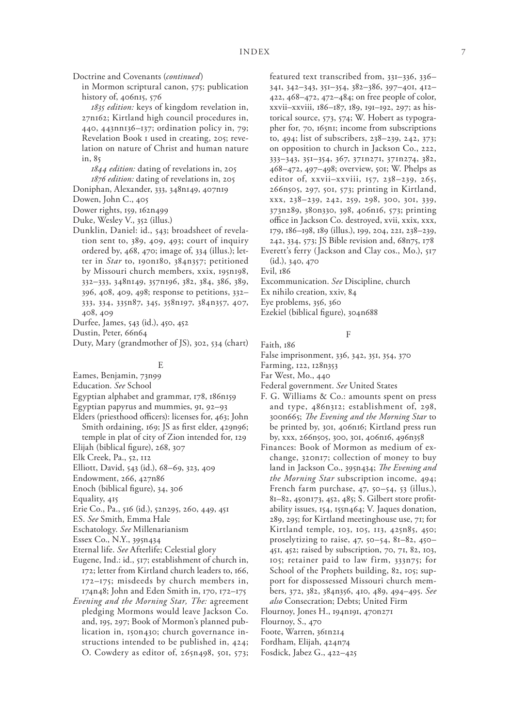Doctrine and Covenants (*continued*)

in Mormon scriptural canon, 575; publication history of, 406n15, 576

*1835 edition:* keys of kingdom revelation in, 27n162; Kirtland high council procedures in, 440, 443nn136–137; ordination policy in, 79; Revelation Book 1 used in creating, 205; revelation on nature of Christ and human nature in, 85

*1844 edition:* dating of revelations in, 205

*1876 edition:* dating of revelations in, 205

Doniphan, Alexander, 333, 348n149, 407n19

Dowen, John C., 405

Dower rights, 159, 162n499

Duke, Wesley V., 352 (illus.)

Dunklin, Daniel: id., 543; broadsheet of revelation sent to, 389, 409, 493; court of inquiry ordered by, 468, 470; image of, 334 (illus.); letter in *Star* to, 190n180, 384n357; petitioned by Missouri church members, xxix, 195n198, 332–333, 348n149, 357n196, 382, 384, 386, 389, 396, 408, 409, 498; response to petitions, 332–333, 334, 335n87, 345, 358n197, 384n357, 407, 408, 409

Durfee, James, 543 (id.), 450, 452

Dustin, Peter, 66n64

Duty, Mary (grandmother of JS), 302, 534 (chart)

## E

Eames, Benjamin, 73n99

Education. *See* School

Egyptian alphabet and grammar, 178, 186n159

Egyptian papyrus and mummies, 91, 92–93

Elders (priesthood officers): licenses for, 463; John Smith ordaining, 169; JS as first elder, 429n96; temple in plat of city of Zion intended for, 129

Elijah (biblical figure), 268, 307

Elk Creek, Pa., 52, 112

Elliott, David, 543 (id.), 68–69, 323, 409

Endowment, 266, 427n86

Enoch (biblical figure), 34, 306

Equality, 415

Erie Co., Pa., 516 (id.), 52n295, 260, 449, 451

ES. *See* Smith, Emma Hale

Eschatology. *See* Millenarianism

Essex Co., N.Y., 395n434

Eternal life. *See* Afterlife; Celestial glory

Eugene, Ind.: id., 517; establishment of church in, 172; letter from Kirtland church leaders to, 166, 172–175; misdeeds by church members in, 174n48; John and Eden Smith in, 170, 172–175

*Evening and the Morning Star, The:* agreement pledging Mormons would leave Jackson Co. and, 195, 297; Book of Mormon's planned publication in, 150n430; church governance instructions intended to be published in, 424; O. Cowdery as editor of, 265n498, 501, 573; featured text transcribed from, 331–336, 336–341, 342–343, 351–354, 382–386, 397–401, 412–422, 468–472, 472–484; on free people of color, xxvii–xxviii, 186–187, 189, 191–192, 297; as historical source, 573, 574; W. Hobert as typographer for, 70, 165n1; income from subscriptions to, 494; list of subscribers, 238–239, 242, 373; on opposition to church in Jackson Co., 222, 333–343, 351–354, 367, 371n271, 371n274, 382, 468–472, 497–498; overview, 501; W. Phelps as editor of, xxvii–xxviii, 157, 238–239, 265, 266n505, 297, 501, 573; printing in Kirtland, xxx, 238–239, 242, 259, 298, 300, 301, 339, 373n289, 380n330, 398, 406n16, 573; printing office in Jackson Co. destroyed, xvii, xxix, xxx, 179, 186–198, 189 (illus.), 199, 204, 221, 238–239, 242, 334, 573; JS Bible revision and, 68n75, 178

Everett's ferry (Jackson and Clay cos., Mo.), 517 (id.), 340, 470

Evil, 186

Excommunication. *See* Discipline, church

Ex nihilo creation, xxiv, 84

Eye problems, 356, 360

Ezekiel (biblical figure), 304n688

## F

Faith, 186

False imprisonment, 336, 342, 351, 354, 370

Farming, 122, 128n353

Far West, Mo., 440

Federal government. *See* United States

F. G. Williams & Co.: amounts spent on press and type, 486n312; establishment of, 298, 300n665; *The Evening and the Morning Star* to be printed by, 301, 406n16; Kirtland press run by, xxx, 266n505, 300, 301, 406n16, 496n358

Finances: Book of Mormon as medium of exchange, 320n17; collection of money to buy land in Jackson Co., 395n434; *The Evening and the Morning Star* subscription income, 494; French farm purchase, 47, 50–54, 53 (illus.), 81–82, 450n173, 452, 485; S. Gilbert store profitability issues, 154, 155n464; V. Jaques donation, 289, 295; for Kirtland meetinghouse use, 71; for Kirtland temple, 103, 105, 113, 425n85, 450; proselytizing to raise, 47, 50–54, 81–82, 450–451, 452; raised by subscription, 70, 71, 82, 103, 105; retainer paid to law firm, 333n75; for School of the Prophets building, 82, 105; support for dispossessed Missouri church members, 372, 382, 384n356, 410, 489, 494–495. *See also* Consecration; Debts; United Firm

Flournoy, Jones H., 194n191, 470n271

Flournoy, S., 470

Foote, Warren, 361n214

Fordham, Elijah, 424n74

Fosdick, Jabez G., 422–425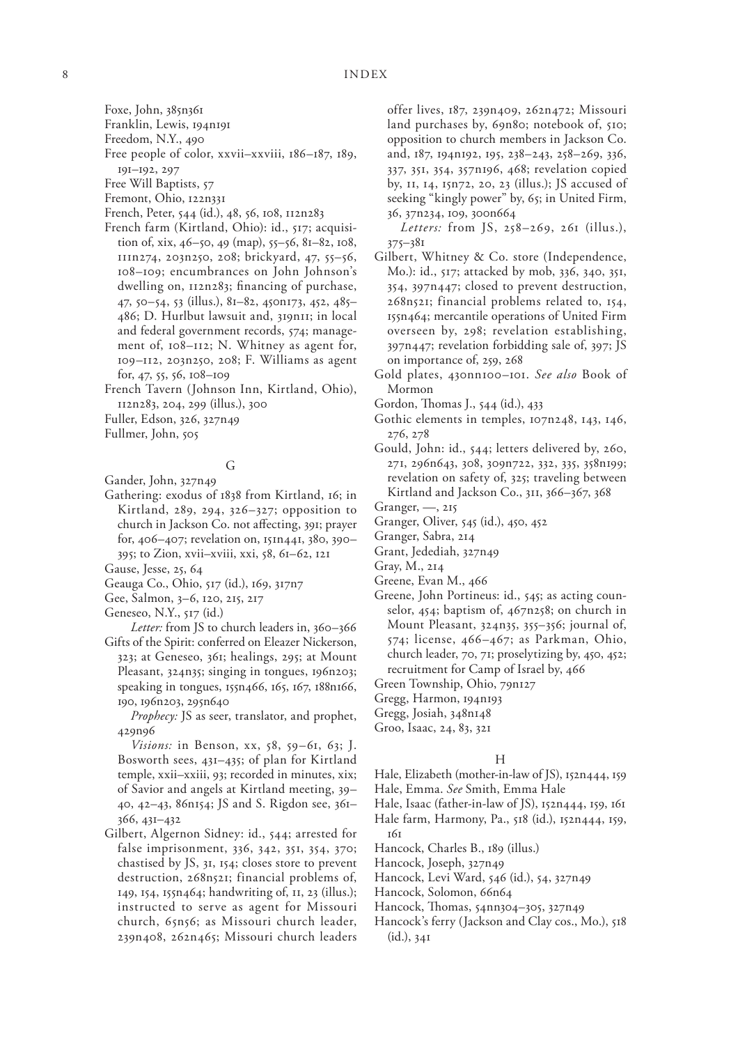Foxe, John, 385n361

Franklin, Lewis, 194n191

Freedom, N.Y., 490

Free people of color, xxvii–xxviii, 186–187, 189, 191–192, 297

Free Will Baptists, 57

Fremont, Ohio, 122n331

French, Peter, 544 (id.), 48, 56, 108, 112n283

French farm (Kirtland, Ohio): id., 517; acquisition of, xix, 46–50, 49 (map), 55–56, 81–82, 108, 111n274, 203n250, 208; brickyard, 47, 55–56, 108–109; encumbrances on John Johnson's dwelling on, 112n283; financing of purchase, 47, 50–54, 53 (illus.), 81–82, 450n173, 452, 485–486; D. Hurlbut lawsuit and, 319n11; in local and federal government records, 574; management of, 108–112; N. Whitney as agent for, 109–112, 203n250, 208; F. Williams as agent for, 47, 55, 56, 108–109

French Tavern (Johnson Inn, Kirtland, Ohio), 112n283, 204, 299 (illus.), 300

Fuller, Edson, 326, 327n49

Fullmer, John, 505

## G

Gander, John, 327n49

Gathering: exodus of 1838 from Kirtland, 16; in Kirtland, 289, 294, 326–327; opposition to church in Jackson Co. not affecting, 391; prayer for, 406–407; revelation on, 151n441, 380, 390–395; to Zion, xvii–xviii, xxi, 58, 61–62, 121

Gause, Jesse, 25, 64

Geauga Co., Ohio, 517 (id.), 169, 317n7

Gee, Salmon, 3–6, 120, 215, 217

Geneseo, N.Y., 517 (id.)

*Letter:* from JS to church leaders in, 360–366

Gifts of the Spirit: conferred on Eleazer Nickerson, 323; at Geneseo, 361; healings, 295; at Mount Pleasant, 324n35; singing in tongues, 196n203; speaking in tongues, 155n466, 165, 167, 188n166, 190, 196n203, 295n640

*Prophecy:* JS as seer, translator, and prophet, 429n96

*Visions:* in Benson, xx, 58, 59–61, 63; J. Bosworth sees, 431–435; of plan for Kirtland temple, xxii–xxiii, 93; recorded in minutes, xix; of Savior and angels at Kirtland meeting, 39–40, 42–43, 86n154; JS and S. Rigdon see, 361–366, 431–432

Gilbert, Algernon Sidney: id., 544; arrested for false imprisonment, 336, 342, 351, 354, 370; chastised by JS, 31, 154; closes store to prevent destruction, 268n521; financial problems of, 149, 154, 155n464; handwriting of, 11, 23 (illus.); instructed to serve as agent for Missouri church, 65n56; as Missouri church leader, 239n408, 262n465; Missouri church leaders offer lives, 187, 239n409, 262n472; Missouri land purchases by, 69n80; notebook of, 510; opposition to church members in Jackson Co. and, 187, 194n192, 195, 238–243, 258–269, 336, 337, 351, 354, 357n196, 468; revelation copied by, 11, 14, 15n72, 20, 23 (illus.); JS accused of seeking "kingly power" by, 65; in United Firm, 36, 37n234, 109, 300n664

*Letters:* from JS, 258–269, 261 (illus.), 375–381

Gilbert, Whitney & Co. store (Independence, Mo.): id., 517; attacked by mob, 336, 340, 351, 354, 397n447; closed to prevent destruction, 268n521; financial problems related to, 154, 155n464; mercantile operations of United Firm overseen by, 298; revelation establishing, 397n447; revelation forbidding sale of, 397; JS on importance of, 259, 268

Gold plates, 430nn100–101. *See also* Book of Mormon

Gordon, Thomas J., 544 (id.), 433

Gothic elements in temples, 107n248, 143, 146, 276, 278

Gould, John: id., 544; letters delivered by, 260, 271, 296n643, 308, 309n722, 332, 335, 358n199; revelation on safety of, 325; traveling between Kirtland and Jackson Co., 311, 366–367, 368

Granger, —, 215

Granger, Oliver, 545 (id.), 450, 452

Granger, Sabra, 214

Grant, Jedediah, 327n49

Gray, M., 214

Greene, Evan M., 466

Greene, John Portineus: id., 545; as acting counselor, 454; baptism of, 467n258; on church in Mount Pleasant, 324n35, 355–356; journal of, 574; license, 466–467; as Parkman, Ohio, church leader, 70, 71; proselytizing by, 450, 452; recruitment for Camp of Israel by, 466

Green Township, Ohio, 79n127

Gregg, Harmon, 194n193

Gregg, Josiah, 348n148

Groo, Isaac, 24, 83, 321

## H

Hale, Elizabeth (mother-in-law of JS), 152n444, 159

Hale, Emma. *See* Smith, Emma Hale

Hale, Isaac (father-in-law of JS), 152n444, 159, 161

Hale farm, Harmony, Pa., 518 (id.), 152n444, 159, 161

Hancock, Charles B., 189 (illus.)

Hancock, Joseph, 327n49

Hancock, Levi Ward, 546 (id.), 54, 327n49

Hancock, Solomon, 66n64

Hancock, Thomas, 54nn304–305, 327n49

Hancock's ferry (Jackson and Clay cos., Mo.), 518 (id.), 341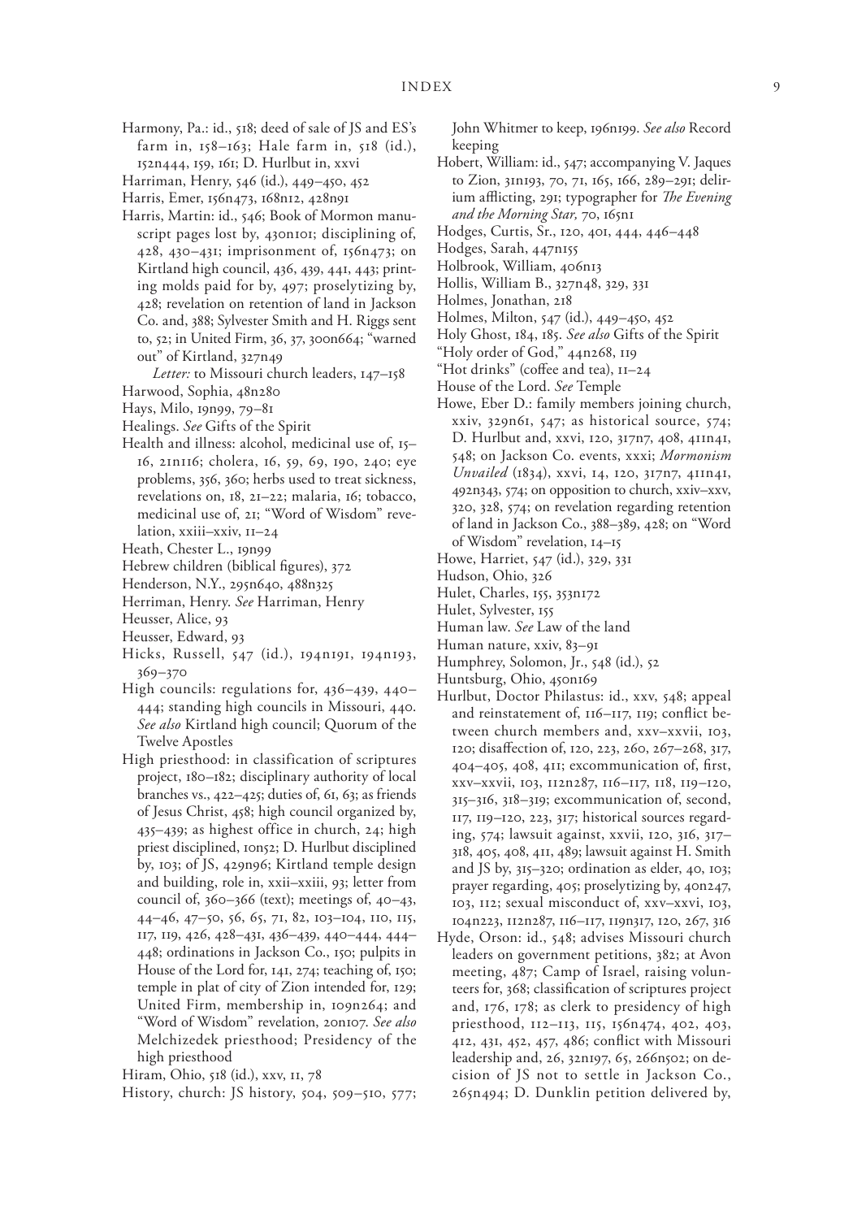Harmony, Pa.: id., 518; deed of sale of JS and ES's farm in, 158–163; Hale farm in, 518 (id.), 152n444, 159, 161; D. Hurlbut in, xxvi

Harriman, Henry, 546 (id.), 449–450, 452

Harris, Emer, 156n473, 168n12, 428n91

Harris, Martin: id., 546; Book of Mormon manuscript pages lost by, 430n101; disciplining of, 428, 430–431; imprisonment of, 156n473; on Kirtland high council, 436, 439, 441, 443; printing molds paid for by, 497; proselytizing by, 428; revelation on retention of land in Jackson Co. and, 388; Sylvester Smith and H. Riggs sent to, 52; in United Firm, 36, 37, 300n664; "warned out" of Kirtland, 327n49

*Letter:* to Missouri church leaders, 147–158

Harwood, Sophia, 48n280

Hays, Milo, 19n99, 79–81

Healings. *See* Gifts of the Spirit

Health and illness: alcohol, medicinal use of, 15–16, 21n116; cholera, 16, 59, 69, 190, 240; eye problems, 356, 360; herbs used to treat sickness, revelations on, 18, 21–22; malaria, 16; tobacco, medicinal use of, 21; "Word of Wisdom" revelation, xxiii–xxiv, 11–24

Heath, Chester L., 19n99

Hebrew children (biblical figures), 372

Henderson, N.Y., 295n640, 488n325

Herriman, Henry. *See* Harriman, Henry

Heusser, Alice, 93

Heusser, Edward, 93

Hicks, Russell, 547 (id.), 194n191, 194n193, 369–370

High councils: regulations for, 436–439, 440–444; standing high councils in Missouri, 440. *See also* Kirtland high council; Quorum of the Twelve Apostles

High priesthood: in classification of scriptures project, 180–182; disciplinary authority of local branches vs., 422–425; duties of, 61, 63; as friends of Jesus Christ, 458; high council organized by, 435–439; as highest office in church, 24; high priest disciplined, 10n52; D. Hurlbut disciplined by, 103; of JS, 429n96; Kirtland temple design and building, role in, xxii–xxiii, 93; letter from council of, 360–366 (text); meetings of, 40–43, 44–46, 47–50, 56, 65, 71, 82, 103–104, 110, 115, 117, 119, 426, 428–431, 436–439, 440–444, 444–448; ordinations in Jackson Co., 150; pulpits in House of the Lord for, 141, 274; teaching of, 150; temple in plat of city of Zion intended for, 129; United Firm, membership in, 109n264; and "Word of Wisdom" revelation, 20n107. *See also* Melchizedek priesthood; Presidency of the high priesthood

Hiram, Ohio, 518 (id.), xxv, 11, 78

History, church: JS history, 504, 509–510, 577; John Whitmer to keep, 196n199. *See also* Record keeping

Hobert, William: id., 547; accompanying V. Jaques to Zion, 31n193, 70, 71, 165, 166, 289–291; delirium afflicting, 291; typographer for *The Evening and the Morning Star,* 70, 165n1

Hodges, Curtis, Sr., 120, 401, 444, 446–448

Hodges, Sarah, 447n155

Holbrook, William, 406n13

Hollis, William B., 327n48, 329, 331

Holmes, Jonathan, 218

Holmes, Milton, 547 (id.), 449–450, 452

Holy Ghost, 184, 185. *See also* Gifts of the Spirit

"Holy order of God," 44n268, 119

"Hot drinks" (coffee and tea), 11–24

House of the Lord. *See* Temple

Howe, Eber D.: family members joining church, xxiv, 329n61, 547; as historical source, 574; D. Hurlbut and, xxvi, 120, 317n7, 408, 411n41, 548; on Jackson Co. events, xxxi; *Mormonism Unvailed* (1834), xxvi, 14, 120, 317n7, 411n41, 492n343, 574; on opposition to church, xxiv–xxv, 320, 328, 574; on revelation regarding retention of land in Jackson Co., 388–389, 428; on "Word of Wisdom" revelation, 14–15

Howe, Harriet, 547 (id.), 329, 331

Hudson, Ohio, 326

Hulet, Charles, 155, 353n172

Hulet, Sylvester, 155

Human law. *See* Law of the land

Human nature, xxiv, 83–91

Humphrey, Solomon, Jr., 548 (id.), 52

Huntsburg, Ohio, 450n169

Hurlbut, Doctor Philastus: id., xxv, 548; appeal and reinstatement of, 116–117, 119; conflict between church members and, xxv–xxvii, 103, 120; disaffection of, 120, 223, 260, 267–268, 317, 404–405, 408, 411; excommunication of, first, xxv–xxvii, 103, 112n287, 116–117, 118, 119–120, 315–316, 318–319; excommunication of, second, 117, 119–120, 223, 317; historical sources regarding, 574; lawsuit against, xxvii, 120, 316, 317–318, 405, 408, 411, 489; lawsuit against H. Smith and JS by, 315–320; ordination as elder, 40, 103; prayer regarding, 405; proselytizing by, 40n247, 103, 112; sexual misconduct of, xxv–xxvi, 103, 104n223, 112n287, 116–117, 119n317, 120, 267, 316

Hyde, Orson: id., 548; advises Missouri church leaders on government petitions, 382; at Avon meeting, 487; Camp of Israel, raising volunteers for, 368; classification of scriptures project and, 176, 178; as clerk to presidency of high priesthood, 112–113, 115, 156n474, 402, 403, 412, 431, 452, 457, 486; conflict with Missouri leadership and, 26, 32n197, 65, 266n502; on decision of JS not to settle in Jackson Co., 265n494; D. Dunklin petition delivered by,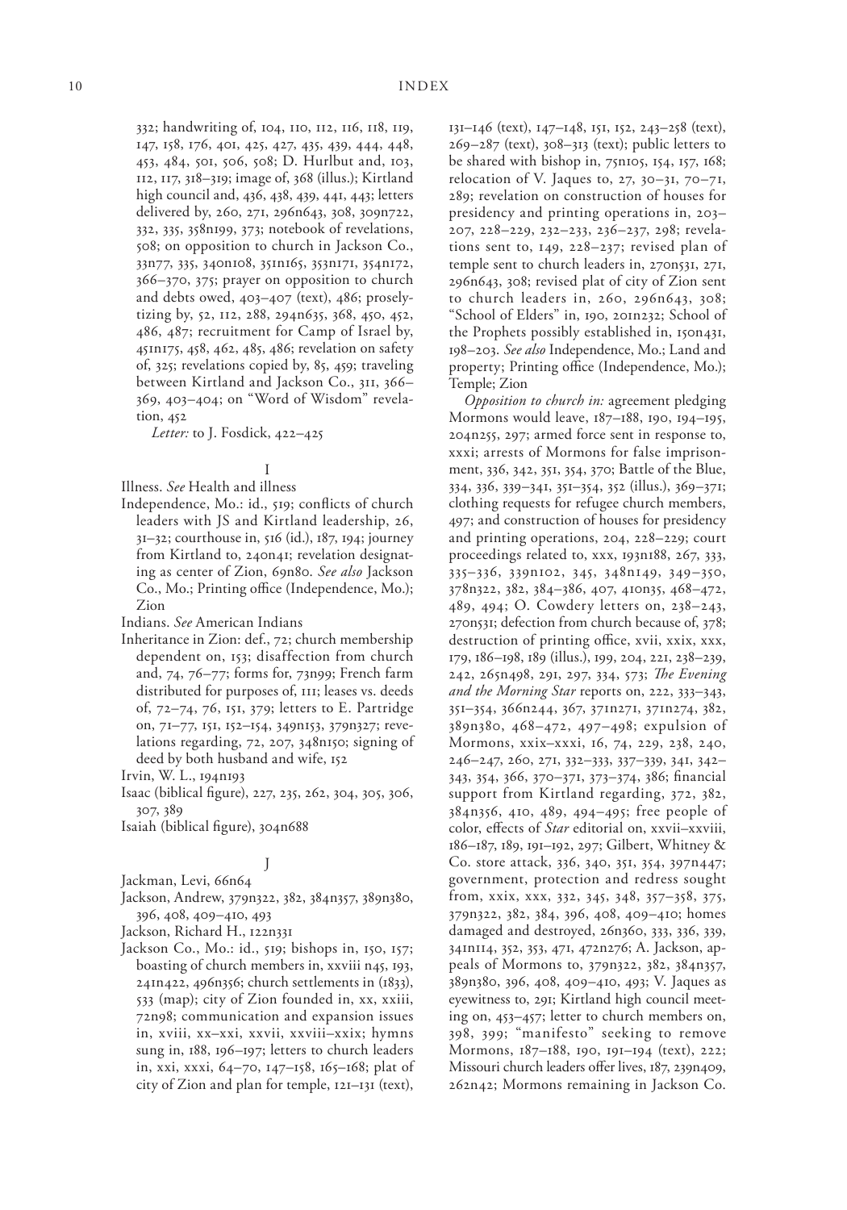332; handwriting of, 104, 110, 112, 116, 118, 119, 147, 158, 176, 401, 425, 427, 435, 439, 444, 448, 453, 484, 501, 506, 508; D. Hurlbut and, 103, 112, 117, 318–319; image of, 368 (illus.); Kirtland high council and, 436, 438, 439, 441, 443; letters delivered by, 260, 271, 296n643, 308, 309n722, 332, 335, 358n199, 373; notebook of revelations, 508; on opposition to church in Jackson Co., 33n77, 335, 340n108, 351n165, 353n171, 354n172, 366–370, 375; prayer on opposition to church and debts owed, 403–407 (text), 486; proselytizing by, 52, 112, 288, 294n635, 368, 450, 452, 486, 487; recruitment for Camp of Israel by, 451n175, 458, 462, 485, 486; revelation on safety of, 325; revelations copied by, 85, 459; traveling between Kirtland and Jackson Co., 311, 366–369, 403–404; on "Word of Wisdom" revelation, 452

*Letter:* to J. Fosdick, 422–425

I

Illness. *See* Health and illness

Independence, Mo.: id., 519; conflicts of church leaders with JS and Kirtland leadership, 26, 31–32; courthouse in, 516 (id.), 187, 194; journey from Kirtland to, 240n41; revelation designating as center of Zion, 69n80. *See also* Jackson Co., Mo.; Printing office (Independence, Mo.); Zion

Indians. *See* American Indians

Inheritance in Zion: def., 72; church membership dependent on, 153; disaffection from church and, 74, 76–77; forms for, 73n99; French farm distributed for purposes of, 111; leases vs. deeds of, 72–74, 76, 151, 379; letters to E. Partridge on, 71–77, 151, 152–154, 349n153, 379n327; revelations regarding, 72, 207, 348n150; signing of deed by both husband and wife, 152

Irvin, W. L., 194n193

Isaac (biblical figure), 227, 235, 262, 304, 305, 306, 307, 389

Isaiah (biblical figure), 304n688

J

Jackman, Levi, 66n64

Jackson, Andrew, 379n322, 382, 384n357, 389n380, 396, 408, 409–410, 493

Jackson, Richard H., 122n331

Jackson Co., Mo.: id., 519; bishops in, 150, 157; boasting of church members in, xxviii n45, 193, 241n422, 496n356; church settlements in (1833), 533 (map); city of Zion founded in, xx, xxiii, 72n98; communication and expansion issues in, xviii, xx–xxi, xxvii, xxviii–xxix; hymns sung in, 188, 196–197; letters to church leaders in, xxi, xxxi, 64–70, 147–158, 165–168; plat of city of Zion and plan for temple, 121–131 (text), 131–146 (text), 147–148, 151, 152, 243–258 (text), 269–287 (text), 308–313 (text); public letters to be shared with bishop in, 75n105, 154, 157, 168; relocation of V. Jaques to, 27, 30–31, 70–71, 289; revelation on construction of houses for presidency and printing operations in, 203–207, 228–229, 232–233, 236–237, 298; revelations sent to, 149, 228–237; revised plan of temple sent to church leaders in, 270n531, 271, 296n643, 308; revised plat of city of Zion sent to church leaders in, 260, 296n643, 308; "School of Elders" in, 190, 201n232; School of the Prophets possibly established in, 150n431, 198–203. *See also* Independence, Mo.; Land and property; Printing office (Independence, Mo.); Temple; Zion

*Opposition to church in:* agreement pledging Mormons would leave, 187–188, 190, 194–195, 204n255, 297; armed force sent in response to, xxxi; arrests of Mormons for false imprisonment, 336, 342, 351, 354, 370; Battle of the Blue, 334, 336, 339–341, 351–354, 352 (illus.), 369–371; clothing requests for refugee church members, 497; and construction of houses for presidency and printing operations, 204, 228–229; court proceedings related to, xxx, 193n188, 267, 333, 335–336, 339n102, 345, 348n149, 349–350, 378n322, 382, 384–386, 407, 410n35, 468–472, 489, 494; O. Cowdery letters on, 238–243, 270n531; defection from church because of, 378; destruction of printing office, xvii, xxix, xxx, 179, 186–198, 189 (illus.), 199, 204, 221, 238–239, 242, 265n498, 291, 297, 334, 573; *The Evening and the Morning Star* reports on, 222, 333–343, 351–354, 366n244, 367, 371n271, 371n274, 382, 389n380, 468–472, 497–498; expulsion of Mormons, xxix–xxxi, 16, 74, 229, 238, 240, 246–247, 260, 271, 332–333, 337–339, 341, 342–343, 354, 366, 370–371, 373–374, 386; financial support from Kirtland regarding, 372, 382, 384n356, 410, 489, 494–495; free people of color, effects of *Star* editorial on, xxvii–xxviii, 186–187, 189, 191–192, 297; Gilbert, Whitney & Co. store attack, 336, 340, 351, 354, 397n447; government, protection and redress sought from, xxix, xxx, 332, 345, 348, 357–358, 375, 379n322, 382, 384, 396, 408, 409–410; homes damaged and destroyed, 26n360, 333, 336, 339, 341n114, 352, 353, 471, 472n276; A. Jackson, appeals of Mormons to, 379n322, 382, 384n357, 389n380, 396, 408, 409–410, 493; V. Jaques as eyewitness to, 291; Kirtland high council meeting on, 453–457; letter to church members on, 398, 399; "manifesto" seeking to remove Mormons, 187–188, 190, 191–194 (text), 222; Missouri church leaders offer lives, 187, 239n409, 262n42; Mormons remaining in Jackson Co.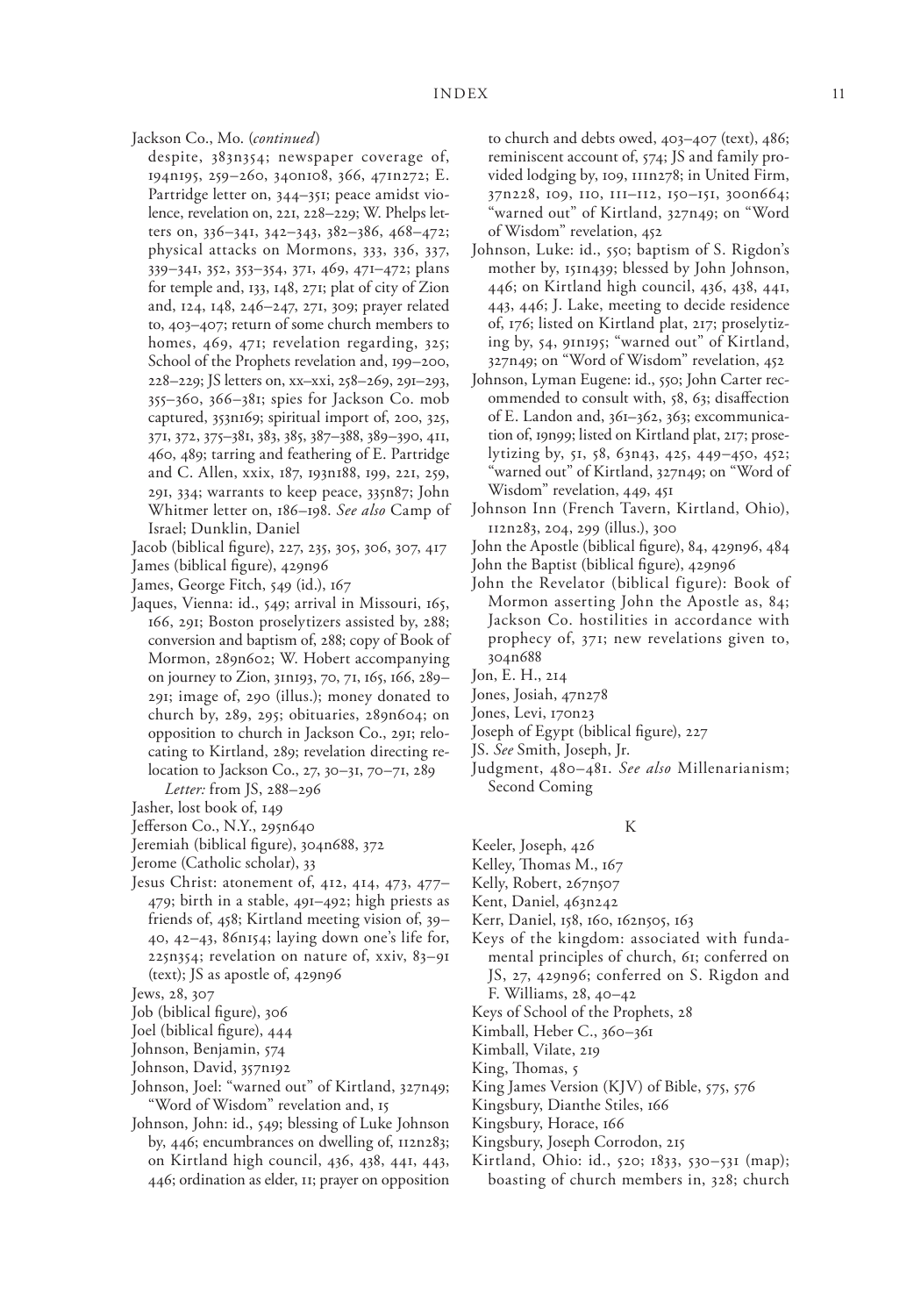Jackson Co., Mo. (*continued*)

despite, 383n354; newspaper coverage of, 194n195, 259–260, 340n108, 366, 471n272; E. Partridge letter on, 344–351; peace amidst violence, revelation on, 221, 228–229; W. Phelps letters on, 336–341, 342–343, 382–386, 468–472; physical attacks on Mormons, 333, 336, 337, 339–341, 352, 353–354, 371, 469, 471–472; plans for temple and, 133, 148, 271; plat of city of Zion and, 124, 148, 246–247, 271, 309; prayer related to, 403–407; return of some church members to homes, 469, 471; revelation regarding, 325; School of the Prophets revelation and, 199–200, 228–229; JS letters on, xx–xxi, 258–269, 291–293, 355–360, 366–381; spies for Jackson Co. mob captured, 353n169; spiritual import of, 200, 325, 371, 372, 375–381, 383, 385, 387–388, 389–390, 411, 460, 489; tarring and feathering of E. Partridge and C. Allen, xxix, 187, 193n188, 199, 221, 259, 291, 334; warrants to keep peace, 335n87; John Whitmer letter on, 186–198. *See also* Camp of Israel; Dunklin, Daniel

Jacob (biblical figure), 227, 235, 305, 306, 307, 417

James (biblical figure), 429n96

James, George Fitch, 549 (id.), 167

Jaques, Vienna: id., 549; arrival in Missouri, 165, 166, 291; Boston proselytizers assisted by, 288; conversion and baptism of, 288; copy of Book of Mormon, 289n602; W. Hobert accompanying on journey to Zion, 31n193, 70, 71, 165, 166, 289–291; image of, 290 (illus.); money donated to church by, 289, 295; obituaries, 289n604; on opposition to church in Jackson Co., 291; relocating to Kirtland, 289; revelation directing relocation to Jackson Co., 27, 30–31, 70–71, 289

*Letter:* from JS, 288–296

Jasher, lost book of, 149

Jefferson Co., N.Y., 295n640

Jeremiah (biblical figure), 304n688, 372

Jerome (Catholic scholar), 33

Jesus Christ: atonement of, 412, 414, 473, 477–479; birth in a stable, 491–492; high priests as friends of, 458; Kirtland meeting vision of, 39–40, 42–43, 86n154; laying down one's life for, 225n354; revelation on nature of, xxiv, 83–91 (text); JS as apostle of, 429n96

Jews, 28, 307

Job (biblical figure), 306

Joel (biblical figure), 444

Johnson, Benjamin, 574

Johnson, David, 357n192

Johnson, Joel: "warned out" of Kirtland, 327n49; "Word of Wisdom" revelation and, 15

Johnson, John: id., 549; blessing of Luke Johnson by, 446; encumbrances on dwelling of, 112n283; on Kirtland high council, 436, 438, 441, 443, 446; ordination as elder, 11; prayer on opposition to church and debts owed, 403–407 (text), 486; reminiscent account of, 574; JS and family provided lodging by, 109, 111n278; in United Firm, 37n228, 109, 110, 111–112, 150–151, 300n664; "warned out" of Kirtland, 327n49; on "Word of Wisdom" revelation, 452

Johnson, Luke: id., 550; baptism of S. Rigdon's mother by, 151n439; blessed by John Johnson, 446; on Kirtland high council, 436, 438, 441, 443, 446; J. Lake, meeting to decide residence of, 176; listed on Kirtland plat, 217; proselytizing by, 54, 91n195; "warned out" of Kirtland, 327n49; on "Word of Wisdom" revelation, 452

Johnson, Lyman Eugene: id., 550; John Carter recommended to consult with, 58, 63; disaffection of E. Landon and, 361–362, 363; excommunication of, 19n99; listed on Kirtland plat, 217; proselytizing by, 51, 58, 63n43, 425, 449–450, 452; "warned out" of Kirtland, 327n49; on "Word of Wisdom" revelation, 449, 451

Johnson Inn (French Tavern, Kirtland, Ohio), 112n283, 204, 299 (illus.), 300

John the Apostle (biblical figure), 84, 429n96, 484

John the Baptist (biblical figure), 429n96

John the Revelator (biblical figure): Book of Mormon asserting John the Apostle as, 84; Jackson Co. hostilities in accordance with prophecy of, 371; new revelations given to, 304n688

Jon, E. H., 214

Jones, Josiah, 47n278

Jones, Levi, 170n23

Joseph of Egypt (biblical figure), 227

JS. *See* Smith, Joseph, Jr.

Judgment, 480–481. *See also* Millenarianism; Second Coming

## K

Keeler, Joseph, 426

Kelley, Thomas M., 167

Kelly, Robert, 267n507

Kent, Daniel, 463n242

Kerr, Daniel, 158, 160, 162n505, 163

Keys of the kingdom: associated with fundamental principles of church, 61; conferred on JS, 27, 429n96; conferred on S. Rigdon and F. Williams, 28, 40–42

Keys of School of the Prophets, 28

Kimball, Heber C., 360–361

Kimball, Vilate, 219

King, Thomas, 5

King James Version (KJV) of Bible, 575, 576

Kingsbury, Dianthe Stiles, 166

Kingsbury, Horace, 166

Kingsbury, Joseph Corrodon, 215

Kirtland, Ohio: id., 520; 1833, 530–531 (map); boasting of church members in, 328; church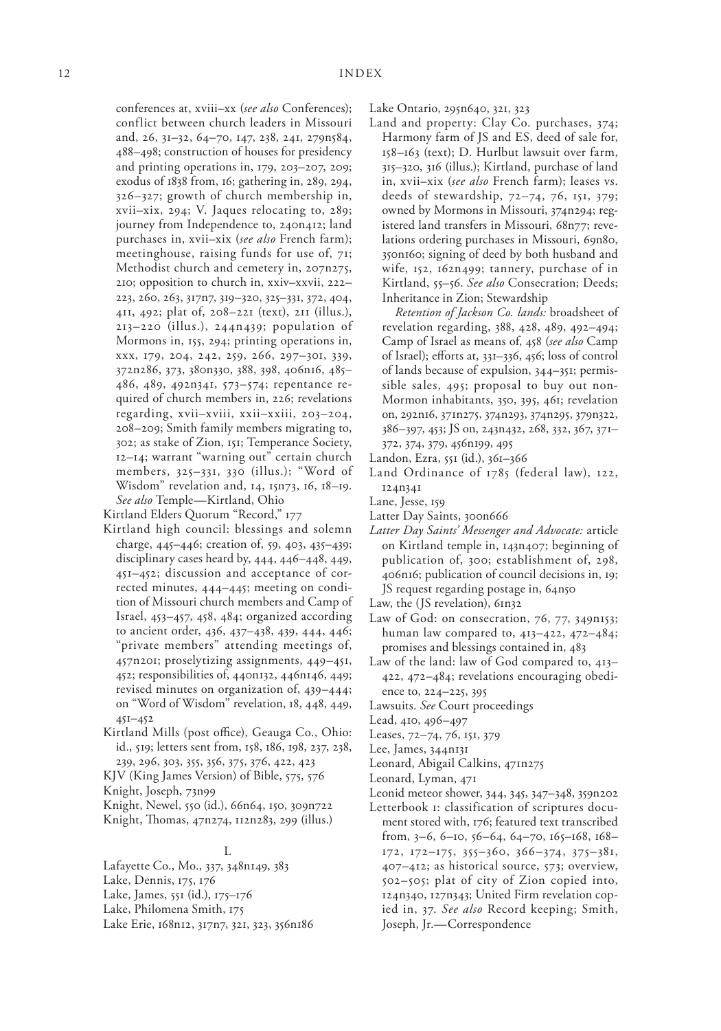conferences at, xviii–xx (*see also* Conferences); conflict between church leaders in Missouri and, 26, 31–32, 64–70, 147, 238, 241, 279n584, 488–498; construction of houses for presidency and printing operations in, 179, 203–207, 209; exodus of 1838 from, 16; gathering in, 289, 294, 326–327; growth of church membership in, xvii–xix, 294; V. Jaques relocating to, 289; journey from Independence to, 240n412; land purchases in, xvii–xix (*see also* French farm); meetinghouse, raising funds for use of, 71; Methodist church and cemetery in, 207n275, 210; opposition to church in, xxiv–xxvii, 222–223, 260, 263, 317n7, 319–320, 325–331, 372, 404, 411, 492; plat of, 208–221 (text), 211 (illus.), 213–220 (illus.), 244n439; population of Mormons in, 155, 294; printing operations in, xxx, 179, 204, 242, 259, 266, 297–301, 339, 372n286, 373, 380n330, 388, 398, 406n146, 485–486, 489, 492n341, 573–574; repentance required of church members in, 226; revelations regarding, xvii–xviii, xxii–xxiii, 203–204, 208–209; Smith family members migrating to, 302; as stake of Zion, 151; Temperance Society, 12–14; warrant "warning out" certain church members, 325–331, 330 (illus.); "Word of Wisdom" revelation and, 14, 15n73, 16, 18–19. *See also* Temple—Kirtland, Ohio

Kirtland Elders Quorum "Record," 177

Kirtland high council: blessings and solemn charge, 445–446; creation of, 59, 403, 435–439; disciplinary cases heard by, 444, 446–448, 449, 451–452; discussion and acceptance of corrected minutes, 444–445; meeting on condition of Missouri church members and Camp of Israel, 453–457, 458, 484; organized according to ancient order, 436, 437–438, 439, 444, 446; "private members" attending meetings of, 457n201; proselytizing assignments, 449–451, 452; responsibilities of, 440n132, 446n146, 449; revised minutes on organization of, 439–444; on "Word of Wisdom" revelation, 18, 448, 449, 451–452

Kirtland Mills (post office), Geauga Co., Ohio: id., 519; letters sent from, 158, 186, 198, 237, 238, 239, 296, 303, 355, 356, 375, 376, 422, 423

KJV (King James Version) of Bible, 575, 576

Knight, Joseph, 73n99

Knight, Newel, 550 (id.), 66n64, 150, 309n722

Knight, Thomas, 47n274, 112n283, 299 (illus.)

## L

Lafayette Co., Mo., 337, 348n149, 383

Lake, Dennis, 175, 176

Lake, James, 551 (id.), 175–176

Lake, Philomena Smith, 175

Lake Erie, 168n12, 317n7, 321, 323, 356n186

Lake Ontario, 295n640, 321, 323

Land and property: Clay Co. purchases, 374; Harmony farm of JS and ES, deed of sale for, 158–163 (text); D. Hurlbut lawsuit over farm, 315–320, 316 (illus.); Kirtland, purchase of land in, xvii–xix (*see also* French farm); leases vs. deeds of stewardship, 72–74, 76, 151, 379; owned by Mormons in Missouri, 374n294; registered land transfers in Missouri, 68n77; revelations ordering purchases in Missouri, 69n80, 350n160; signing of deed by both husband and wife, 152, 162n499; tannery, purchase of in Kirtland, 55–56. *See also* Consecration; Deeds; Inheritance in Zion; Stewardship

*Retention of Jackson Co. lands:* broadsheet of revelation regarding, 388, 428, 489, 492–494; Camp of Israel as means of, 458 (*see also* Camp of Israel); efforts at, 331–336, 456; loss of control of lands because of expulsion, 344–351; permissible sales, 495; proposal to buy out non-Mormon inhabitants, 350, 395, 461; revelation on, 292n16, 371n275, 374n293, 374n295, 379n322, 386–397, 453; JS on, 243n432, 268, 332, 367, 371–372, 374, 379, 456n199, 495

Landon, Ezra, 551 (id.), 361–366

Land Ordinance of 1785 (federal law), 122, 124n341

Lane, Jesse, 159

Latter Day Saints, 300n666

*Latter Day Saints' Messenger and Advocate:* article on Kirtland temple in, 143n407; beginning of publication of, 300; establishment of, 298, 406n16; publication of council decisions in, 19; JS request regarding postage in, 64n50

Law, the (JS revelation), 61n32

Law of God: on consecration, 76, 77, 349n153; human law compared to, 413–422, 472–484; promises and blessings contained in, 483

Law of the land: law of God compared to, 413–422, 472–484; revelations encouraging obedience to, 224–225, 395

Lawsuits. *See* Court proceedings

Lead, 410, 496–497

Leases, 72–74, 76, 151, 379

Lee, James, 344n131

Leonard, Abigail Calkins, 471n275

Leonard, Lyman, 471

Leonid meteor shower, 344, 345, 347–348, 359n202

Letterbook 1: classification of scriptures document stored with, 176; featured text transcribed from, 3–6, 6–10, 56–64, 64–70, 165–168, 168–172, 172–175, 355–360, 366–374, 375–381, 407–412; as historical source, 573; overview, 502–505; plat of city of Zion copied into, 124n340, 127n343; United Firm revelation copied in, 37. *See also* Record keeping; Smith, Joseph, Jr.—Correspondence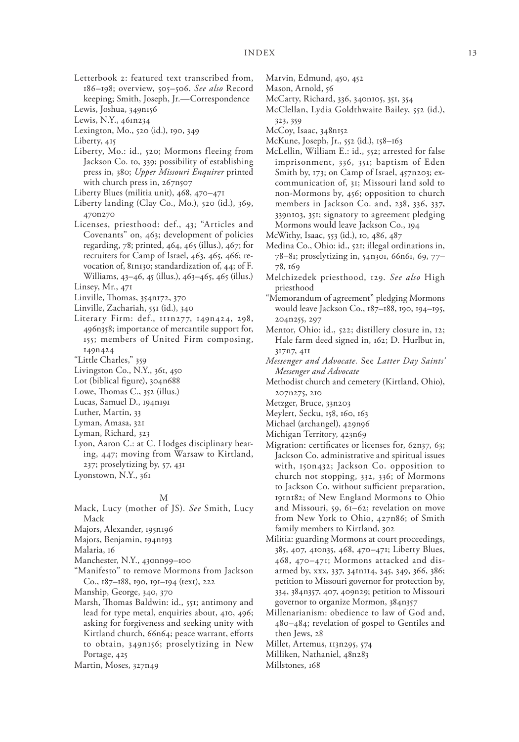Letterbook 2: featured text transcribed from, 186–198; overview, 505–506. *See also* Record keeping; Smith, Joseph, Jr.—Correspondence

Lewis, Joshua, 349n156

Lewis, N.Y., 461n234

Lexington, Mo., 520 (id.), 190, 349

Liberty, 415

Liberty, Mo.: id., 520; Mormons fleeing from Jackson Co. to, 339; possibility of establishing press in, 380; *Upper Missouri Enquirer* printed with church press in, 267n507

Liberty Blues (militia unit), 468, 470–471

Liberty landing (Clay Co., Mo.), 520 (id.), 369, 470n270

Licenses, priesthood: def., 43; "Articles and Covenants" on, 463; development of policies regarding, 78; printed, 464, 465 (illus.), 467; for recruiters for Camp of Israel, 463, 465, 466; revocation of, 81n130; standardization of, 44; of F. Williams, 43–46, 45 (illus.), 463–465, 465 (illus.)

Linsey, Mr., 471

Linville, Thomas, 354n172, 370

Linville, Zachariah, 551 (id.), 340

Literary Firm: def., 111n277, 149n424, 298, 496n358; importance of mercantile support for, 155; members of United Firm composing, 149n424

"Little Charles," 359

Livingston Co., N.Y., 361, 450

Lot (biblical figure), 304n688

Lowe, Thomas C., 352 (illus.)

Lucas, Samuel D., 194n191

Luther, Martin, 33

Lyman, Amasa, 321

Lyman, Richard, 323

Lyon, Aaron C.: at C. Hodges disciplinary hearing, 447; moving from Warsaw to Kirtland, 237; proselytizing by, 57, 431

Lyonstown, N.Y., 361

## M

Mack, Lucy (mother of JS). *See* Smith, Lucy Mack

Majors, Alexander, 195n196

Majors, Benjamin, 194n193

Malaria, 16

Manchester, N.Y., 430nn99–100

"Manifesto" to remove Mormons from Jackson Co., 187–188, 190, 191–194 (text), 222

Manship, George, 340, 370

Marsh, Thomas Baldwin: id., 551; antimony and lead for type metal, enquiries about, 410, 496; asking for forgiveness and seeking unity with Kirtland church, 66n64; peace warrant, efforts to obtain, 349n156; proselytizing in New Portage, 425

Martin, Moses, 327n49

Marvin, Edmund, 450, 452

Mason, Arnold, 56

McCarty, Richard, 336, 340n105, 351, 354

McClellan, Lydia Goldthwaite Bailey, 552 (id.), 323, 359

McCoy, Isaac, 348n152

McKune, Joseph, Jr., 552 (id.), 158–163

McLellin, William E.: id., 552; arrested for false imprisonment, 336, 351; baptism of Eden Smith by, 173; on Camp of Israel, 457n203; excommunication of, 31; Missouri land sold to non-Mormons by, 456; opposition to church members in Jackson Co. and, 238, 336, 337, 339n103, 351; signatory to agreement pledging Mormons would leave Jackson Co., 194

McWithy, Isaac, 553 (id.), 10, 486, 487

Medina Co., Ohio: id., 521; illegal ordinations in, 78–81; proselytizing in, 54n301, 66n61, 69, 77–78, 169

Melchizedek priesthood, 129. *See also* High priesthood

"Memorandum of agreement" pledging Mormons would leave Jackson Co., 187–188, 190, 194–195, 204n255, 297

Mentor, Ohio: id., 522; distillery closure in, 12; Hale farm deed signed in, 162; D. Hurlbut in, 317n7, 411

*Messenger and Advocate.* See *Latter Day Saints' Messenger and Advocate*

Methodist church and cemetery (Kirtland, Ohio), 207n275, 210

Metzger, Bruce, 33n203

Meylert, Secku, 158, 160, 163

Michael (archangel), 429n96

Michigan Territory, 423n69

Migration: certificates or licenses for, 62n37, 63; Jackson Co. administrative and spiritual issues with, 150n432; Jackson Co. opposition to church not stopping, 332, 336; of Mormons to Jackson Co. without sufficient preparation, 191n182; of New England Mormons to Ohio and Missouri, 59, 61–62; revelation on move from New York to Ohio, 427n86; of Smith family members to Kirtland, 302

Militia: guarding Mormons at court proceedings, 385, 407, 410n35, 468, 470–471; Liberty Blues, 468, 470–471; Mormons attacked and disarmed by, xxx, 337, 341n114, 345, 349, 366, 386; petition to Missouri governor for protection by, 334, 384n357, 407, 409n29; petition to Missouri governor to organize Mormon, 384n357

Millenarianism: obedience to law of God and, 480–484; revelation of gospel to Gentiles and then Jews, 28

Millet, Artemus, 113n295, 574

Milliken, Nathaniel, 48n283

Millstones, 168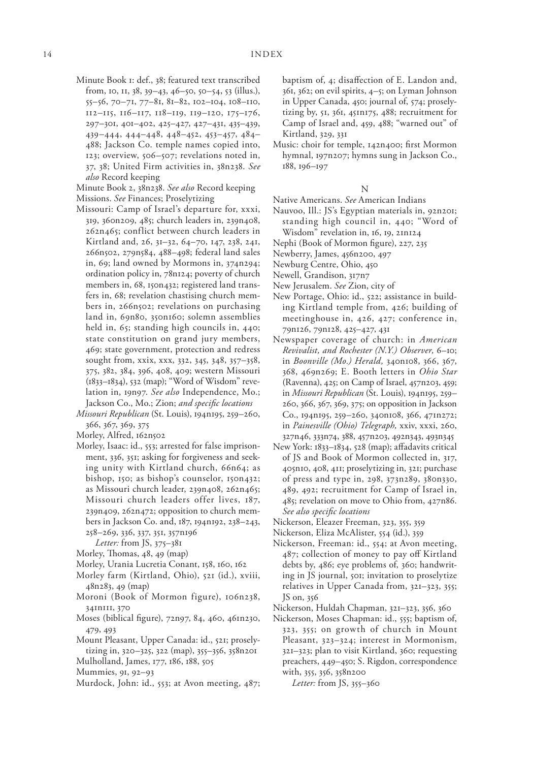Minute Book 1: def., 38; featured text transcribed from, 10, 11, 38, 39–43, 46–50, 50–54, 53 (illus.), 55–56, 70–71, 77–81, 81–82, 102–104, 108–110, 112–115, 116–117, 118–119, 119–120, 175–176, 297–301, 401–402, 425–427, 427–431, 435–439, 439–444, 444–448, 448–452, 453–457, 484–488; Jackson Co. temple names copied into, 123; overview, 506–507; revelations noted in, 37, 38; United Firm activities in, 38n238. *See also* Record keeping

Minute Book 2, 38n238. *See also* Record keeping

Missions. *See* Finances; Proselytizing

Missouri: Camp of Israel's departure for, xxxi, 319, 360n209, 485; church leaders in, 239n408, 262n465; conflict between church leaders in Kirtland and, 26, 31–32, 64–70, 147, 238, 241, 266n502, 279n584, 488–498; federal land sales in, 69; land owned by Mormons in, 374n294; ordination policy in, 78n124; poverty of church members in, 68, 150n432; registered land transfers in, 68; revelation chastising church members in, 266n502; revelations on purchasing land in, 69n80, 350n160; solemn assemblies held in, 65; standing high councils in, 440; state constitution on grand jury members, 469; state government, protection and redress sought from, xxix, xxx, 332, 345, 348, 357–358, 375, 382, 384, 396, 408, 409; western Missouri (1833–1834), 532 (map); "Word of Wisdom" revelation in, 19n97. *See also* Independence, Mo.; Jackson Co., Mo.; Zion; *and specific locations*

*Missouri Republican* (St. Louis), 194n195, 259–260, 366, 367, 369, 375

Morley, Alfred, 162n502

Morley, Isaac: id., 553; arrested for false imprisonment, 336, 351; asking for forgiveness and seeking unity with Kirtland church, 66n64; as bishop, 150; as bishop's counselor, 150n432; as Missouri church leader, 239n408, 262n465; Missouri church leaders offer lives, 187, 239n409, 262n472; opposition to church members in Jackson Co. and, 187, 194n192, 238–243, 258–269, 336, 337, 351, 357n196
*Letter:* from JS, 375–381

Morley, Thomas, 48, 49 (map)

Morley, Urania Lucretia Conant, 158, 160, 162

Morley farm (Kirtland, Ohio), 521 (id.), xviii, 48n283, 49 (map)

Moroni (Book of Mormon figure), 106n238, 341n111, 370

Moses (biblical figure), 72n97, 84, 460, 461n230, 479, 493

Mount Pleasant, Upper Canada: id., 521; proselytizing in, 320–325, 322 (map), 355–356, 358n201

Mulholland, James, 177, 186, 188, 505

Mummies, 91, 92–93

Murdock, John: id., 553; at Avon meeting, 487; baptism of, 4; disaffection of E. Landon and, 361, 362; on evil spirits, 4–5; on Lyman Johnson in Upper Canada, 450; journal of, 574; proselytizing by, 51, 361, 451n175, 488; recruitment for Camp of Israel and, 459, 488; "warned out" of Kirtland, 329, 331

Music: choir for temple, 142n400; first Mormon hymnal, 197n207; hymns sung in Jackson Co., 188, 196–197

N

Native Americans. *See* American Indians

Nauvoo, Ill.: JS's Egyptian materials in, 92n201; standing high council in, 440; "Word of Wisdom" revelation in, 16, 19, 21n124

Nephi (Book of Mormon figure), 227, 235

Newberry, James, 456n200, 497

Newburg Centre, Ohio, 450

Newell, Grandison, 317n7

New Jerusalem. *See* Zion, city of

New Portage, Ohio: id., 522; assistance in building Kirtland temple from, 426; building of meetinghouse in, 426, 427; conference in, 79n126, 79n128, 425–427, 431

Newspaper coverage of church: in *American Revivalist, and Rochester (N.Y.) Observer,* 6–10; in *Boonville (Mo.) Herald,* 340n108, 366, 367, 368, 469n269; E. Booth letters in *Ohio Star* (Ravenna), 425; on Camp of Israel, 457n203, 459; in *Missouri Republican* (St. Louis), 194n195, 259–260, 366, 367, 369, 375; on opposition in Jackson Co., 194n195, 259–260, 340n108, 366, 471n272; in *Painesville (Ohio) Telegraph,* xxiv, xxxi, 260, 327n46, 333n74, 388, 457n203, 492n343, 493n345

New York: 1833–1834, 528 (map); affadavits critical of JS and Book of Mormon collected in, 317, 405n10, 408, 411; proselytizing in, 321; purchase of press and type in, 298, 373n289, 380n330, 489, 492; recruitment for Camp of Israel in, 485; revelation on move to Ohio from, 427n86. *See also specific locations*

Nickerson, Eleazer Freeman, 323, 355, 359

Nickerson, Eliza McAlister, 554 (id.), 359

Nickerson, Freeman: id., 554; at Avon meeting, 487; collection of money to pay off Kirtland debts by, 486; eye problems of, 360; handwriting in JS journal, 501; invitation to proselytize relatives in Upper Canada from, 321–323, 355; JS on, 356

Nickerson, Huldah Chapman, 321–323, 356, 360

Nickerson, Moses Chapman: id., 555; baptism of, 323, 355; on growth of church in Mount Pleasant, 323–324; interest in Mormonism, 321–323; plan to visit Kirtland, 360; requesting preachers, 449–450; S. Rigdon, correspondence with, 355, 356, 358n200
*Letter:* from JS, 355–360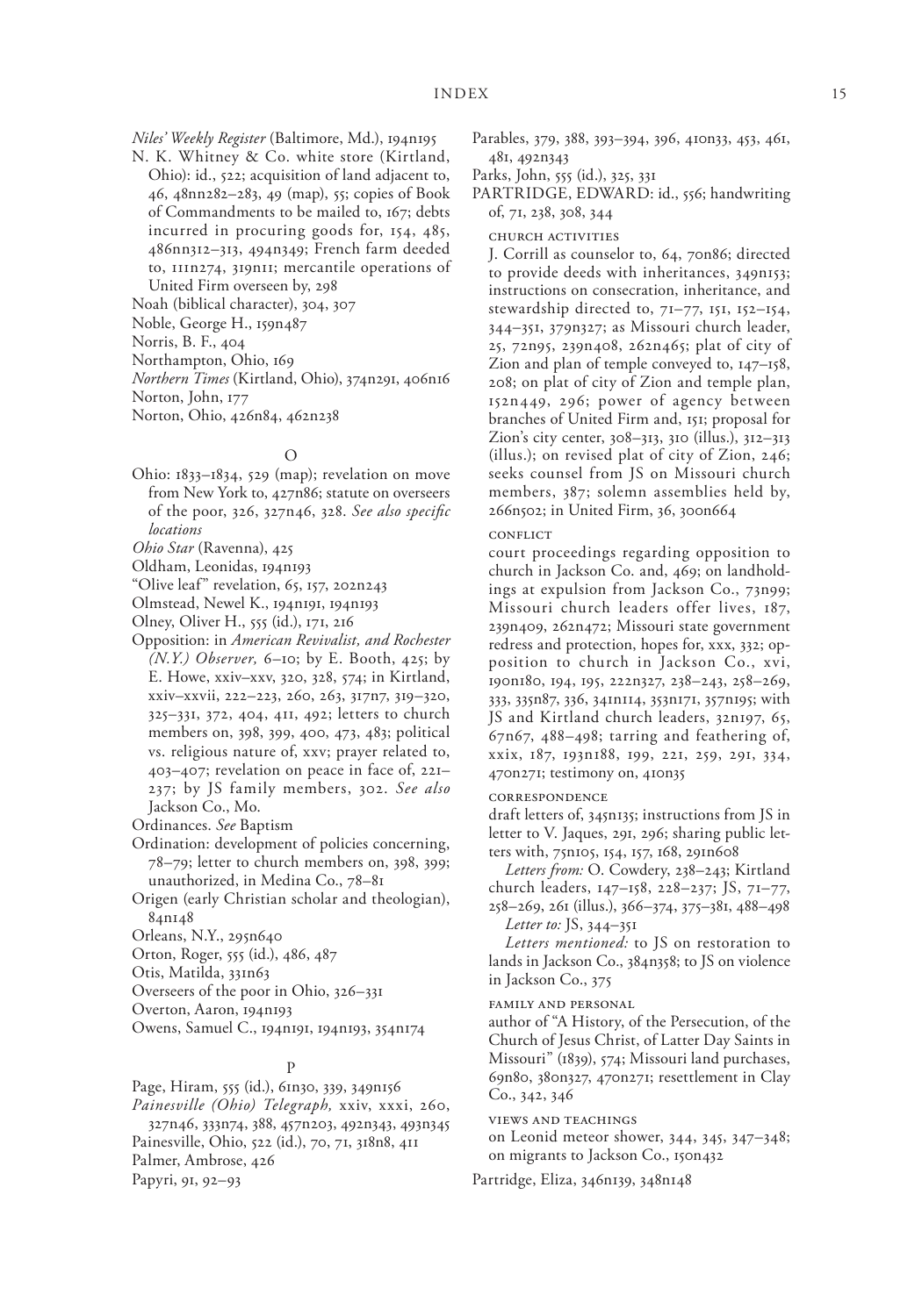*Niles' Weekly Register* (Baltimore, Md.), 194n195

N. K. Whitney & Co. white store (Kirtland, Ohio): id., 522; acquisition of land adjacent to, 46, 48nn282–283, 49 (map), 55; copies of Book of Commandments to be mailed to, 167; debts incurred in procuring goods for, 154, 485, 486nn312–313, 494n349; French farm deeded to, 111n274, 319n11; mercantile operations of United Firm overseen by, 298

Noah (biblical character), 304, 307

Noble, George H., 159n487

Norris, B. F., 404

Northampton, Ohio, 169

*Northern Times* (Kirtland, Ohio), 374n291, 406n16

Norton, John, 177

Norton, Ohio, 426n84, 462n238

## O

Ohio: 1833–1834, 529 (map); revelation on move from New York to, 427n86; statute on overseers of the poor, 326, 327n46, 328. *See also specific locations*

*Ohio Star* (Ravenna), 425

Oldham, Leonidas, 194n193

"Olive leaf" revelation, 65, 157, 202n243

Olmstead, Newel K., 194n191, 194n193

Olney, Oliver H., 555 (id.), 171, 216

Opposition: in *American Revivalist, and Rochester (N.Y.) Observer,* 6–10; by E. Booth, 425; by E. Howe, xxiv–xxv, 320, 328, 574; in Kirtland, xxiv–xxvii, 222–223, 260, 263, 317n7, 319–320, 325–331, 372, 404, 411, 492; letters to church members on, 398, 399, 400, 473, 483; political vs. religious nature of, xxv; prayer related to, 403–407; revelation on peace in face of, 221–237; by JS family members, 302. *See also* Jackson Co., Mo.

Ordinances. *See* Baptism

Ordination: development of policies concerning, 78–79; letter to church members on, 398, 399; unauthorized, in Medina Co., 78–81

Origen (early Christian scholar and theologian), 84n148

Orleans, N.Y., 295n640

Orton, Roger, 555 (id.), 486, 487

Otis, Matilda, 331n63

Overseers of the poor in Ohio, 326–331

Overton, Aaron, 194n193

Owens, Samuel C., 194n191, 194n193, 354n174

## P

Page, Hiram, 555 (id.), 61n30, 339, 349n156

*Painesville (Ohio) Telegraph,* xxiv, xxxi, 260, 327n46, 333n74, 388, 457n203, 492n343, 493n345

Painesville, Ohio, 522 (id.), 70, 71, 318n8, 411

Palmer, Ambrose, 426

Papyri, 91, 92–93

Parables, 379, 388, 393–394, 396, 410n33, 453, 461, 481, 492n343

Parks, John, 555 (id.), 325, 331

PARTRIDGE, EDWARD: id., 556; handwriting of, 71, 238, 308, 344

CHURCH ACTIVITIES

J. Corrill as counselor to, 64, 70n86; directed to provide deeds with inheritances, 349n153; instructions on consecration, inheritance, and stewardship directed to, 71–77, 151, 152–154, 344–351, 379n327; as Missouri church leader, 25, 72n95, 239n408, 262n465; plat of city of Zion and plan of temple conveyed to, 147–158, 208; on plat of city of Zion and temple plan, 152n449, 296; power of agency between branches of United Firm and, 151; proposal for Zion's city center, 308–313, 310 (illus.), 312–313 (illus.); on revised plat of city of Zion, 246; seeks counsel from JS on Missouri church members, 387; solemn assemblies held by, 266n502; in United Firm, 36, 300n664

CONFLICT

court proceedings regarding opposition to church in Jackson Co. and, 469; on landholdings at expulsion from Jackson Co., 73n99; Missouri church leaders offer lives, 187, 239n409, 262n472; Missouri state government redress and protection, hopes for, xxx, 332; opposition to church in Jackson Co., xvi, 190n180, 194, 195, 222n327, 238–243, 258–269, 333, 335n87, 336, 341n114, 353n171, 357n195; with JS and Kirtland church leaders, 32n197, 65, 67n67, 488–498; tarring and feathering of, xxix, 187, 193n188, 199, 221, 259, 291, 334, 470n271; testimony on, 410n35

CORRESPONDENCE

draft letters of, 345n135; instructions from JS in letter to V. Jaques, 291, 296; sharing public letters with, 75n105, 154, 157, 168, 291n608

*Letters from:* O. Cowdery, 238–243; Kirtland church leaders, 147–158, 228–237; JS, 71–77, 258–269, 261 (illus.), 366–374, 375–381, 488–498

*Letter to:* JS, 344–351

*Letters mentioned:* to JS on restoration to lands in Jackson Co., 384n358; to JS on violence in Jackson Co., 375

FAMILY AND PERSONAL

author of "A History, of the Persecution, of the Church of Jesus Christ, of Latter Day Saints in Missouri" (1839), 574; Missouri land purchases, 69n80, 380n327, 470n271; resettlement in Clay Co., 342, 346

VIEWS AND TEACHINGS

on Leonid meteor shower, 344, 345, 347–348; on migrants to Jackson Co., 150n432

Partridge, Eliza, 346n139, 348n148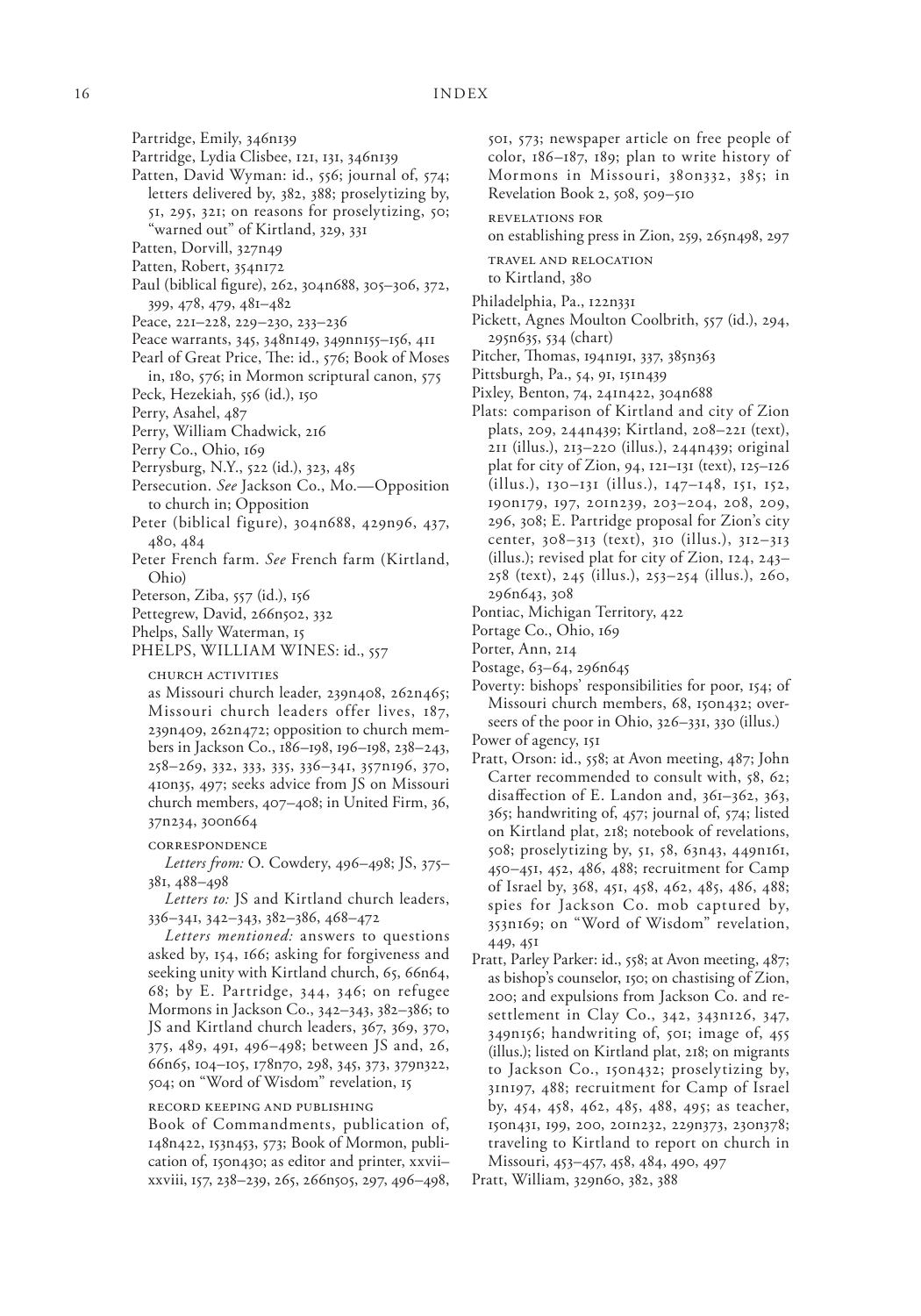Partridge, Emily, 346n139

Partridge, Lydia Clisbee, 121, 131, 346n139

Patten, David Wyman: id., 556; journal of, 574; letters delivered by, 382, 388; proselytizing by, 51, 295, 321; on reasons for proselytizing, 50; "warned out" of Kirtland, 329, 331

Patten, Dorvill, 327n49

Patten, Robert, 354n172

Paul (biblical figure), 262, 304n688, 305–306, 372, 399, 478, 479, 481–482

Peace, 221–228, 229–230, 233–236

Peace warrants, 345, 348n149, 349nn155–156, 411

Pearl of Great Price, The: id., 576; Book of Moses in, 180, 576; in Mormon scriptural canon, 575

Peck, Hezekiah, 556 (id.), 150

Perry, Asahel, 487

Perry, William Chadwick, 216

Perry Co., Ohio, 169

Perrysburg, N.Y., 522 (id.), 323, 485

Persecution. *See* Jackson Co., Mo.—Opposition to church in; Opposition

Peter (biblical figure), 304n688, 429n96, 437, 480, 484

Peter French farm. *See* French farm (Kirtland, Ohio)

Peterson, Ziba, 557 (id.), 156

Pettegrew, David, 266n502, 332

Phelps, Sally Waterman, 15

PHELPS, WILLIAM WINES: id., 557

CHURCH ACTIVITIES

as Missouri church leader, 239n408, 262n465; Missouri church leaders offer lives, 187, 239n409, 262n472; opposition to church members in Jackson Co., 186–198, 196–198, 238–243, 258–269, 332, 333, 335, 336–341, 357n196, 370, 410n35, 497; seeks advice from JS on Missouri church members, 407–408; in United Firm, 36, 37n234, 300n664

CORRESPONDENCE

*Letters from:* O. Cowdery, 496–498; JS, 375–381, 488–498

*Letters to:* JS and Kirtland church leaders, 336–341, 342–343, 382–386, 468–472

*Letters mentioned:* answers to questions asked by, 154, 166; asking for forgiveness and seeking unity with Kirtland church, 65, 66n64, 68; by E. Partridge, 344, 346; on refugee Mormons in Jackson Co., 342–343, 382–386; to JS and Kirtland church leaders, 367, 369, 370, 375, 489, 491, 496–498; between JS and, 26, 66n65, 104–105, 178n70, 298, 345, 373, 379n322, 504; on "Word of Wisdom" revelation, 15

RECORD KEEPING AND PUBLISHING

Book of Commandments, publication of, 148n422, 153n453, 573; Book of Mormon, publication of, 150n430; as editor and printer, xxvii–xxviii, 157, 238–239, 265, 266n505, 297, 496–498, 501, 573; newspaper article on free people of color, 186–187, 189; plan to write history of Mormons in Missouri, 380n332, 385; in Revelation Book 2, 508, 509–510

REVELATIONS FOR

on establishing press in Zion, 259, 265n498, 297

TRAVEL AND RELOCATION

to Kirtland, 380

Philadelphia, Pa., 122n331

Pickett, Agnes Moulton Coolbrith, 557 (id.), 294, 295n635, 534 (chart)

Pitcher, Thomas, 194n191, 337, 385n363

Pittsburgh, Pa., 54, 91, 151n439

Pixley, Benton, 74, 241n422, 304n688

Plats: comparison of Kirtland and city of Zion plats, 209, 244n439; Kirtland, 208–221 (text), 211 (illus.), 213–220 (illus.), 244n439; original plat for city of Zion, 94, 121–131 (text), 125–126 (illus.), 130–131 (illus.), 147–148, 151, 152, 190n179, 197, 201n239, 203–204, 208, 209, 296, 308; E. Partridge proposal for Zion's city center, 308–313 (text), 310 (illus.), 312–313 (illus.); revised plat for city of Zion, 124, 243–258 (text), 245 (illus.), 253–254 (illus.), 260, 296n643, 308

Pontiac, Michigan Territory, 422

Portage Co., Ohio, 169

Porter, Ann, 214

Postage, 63–64, 296n645

Poverty: bishops' responsibilities for poor, 154; of Missouri church members, 68, 150n432; overseers of the poor in Ohio, 326–331, 330 (illus.)

Power of agency, 151

Pratt, Orson: id., 558; at Avon meeting, 487; John Carter recommended to consult with, 58, 62; disaffection of E. Landon and, 361–362, 363, 365; handwriting of, 457; journal of, 574; listed on Kirtland plat, 218; notebook of revelations, 508; proselytizing by, 51, 58, 63n43, 449n161, 450–451, 452, 486, 488; recruitment for Camp of Israel by, 368, 451, 458, 462, 485, 486, 488; spies for Jackson Co. mob captured by, 353n169; on "Word of Wisdom" revelation, 449, 451

Pratt, Parley Parker: id., 558; at Avon meeting, 487; as bishop's counselor, 150; on chastising of Zion, 200; and expulsions from Jackson Co. and resettlement in Clay Co., 342, 343n126, 347, 349n156; handwriting of, 501; image of, 455 (illus.); listed on Kirtland plat, 218; on migrants to Jackson Co., 150n432; proselytizing by, 31n197, 488; recruitment for Camp of Israel by, 454, 458, 462, 485, 488, 495; as teacher, 150n431, 199, 200, 201n232, 229n373, 230n378; traveling to Kirtland to report on church in Missouri, 453–457, 458, 484, 490, 497

Pratt, William, 329n60, 382, 388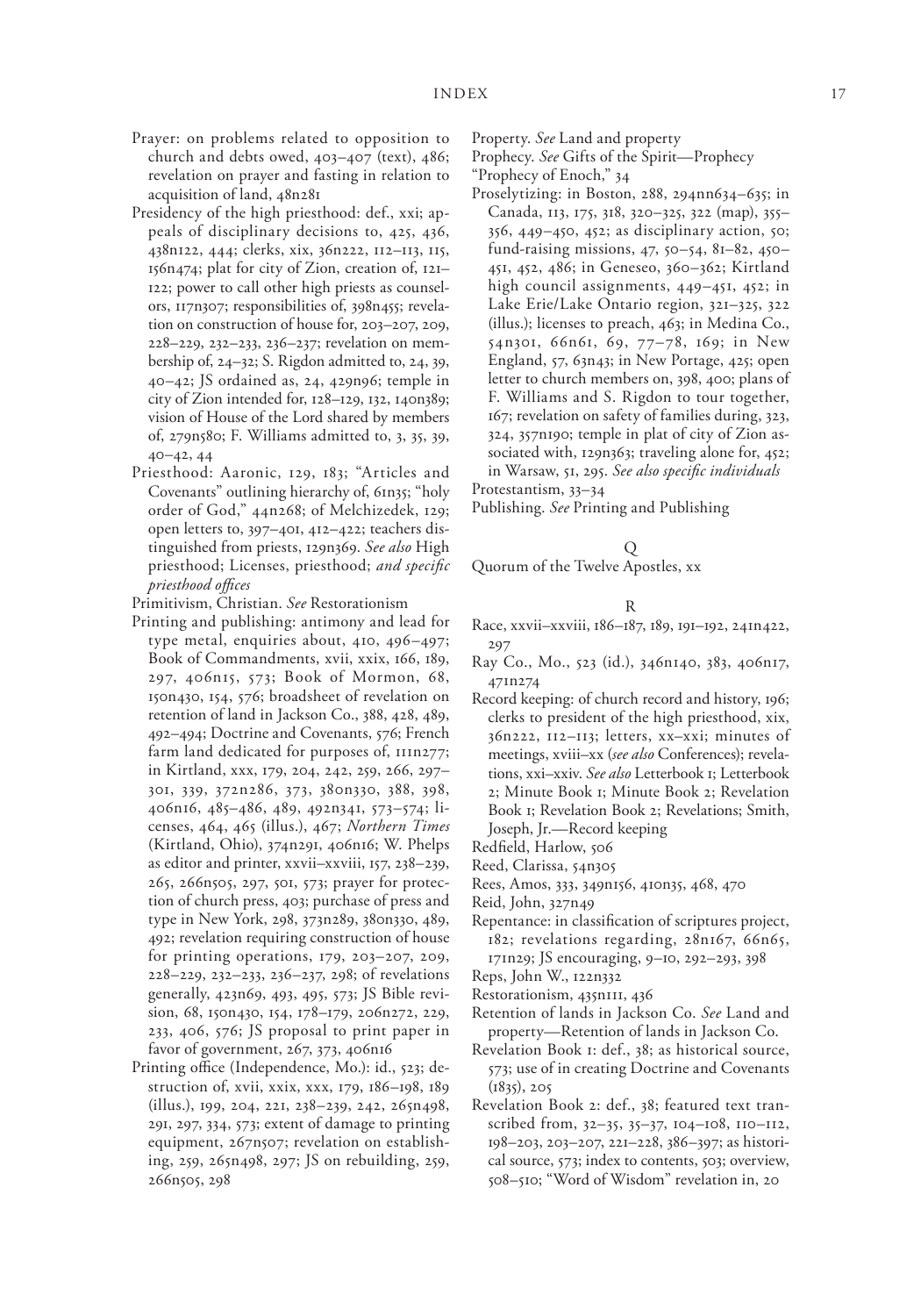Prayer: on problems related to opposition to church and debts owed, 403–407 (text), 486; revelation on prayer and fasting in relation to acquisition of land, 48n281

Presidency of the high priesthood: def., xxi; appeals of disciplinary decisions to, 425, 436, 438n122, 444; clerks, xix, 36n222, 112–113, 115, 156n474; plat for city of Zion, creation of, 121–122; power to call other high priests as counselors, 117n307; responsibilities of, 398n455; revelation on construction of house for, 203–207, 209, 228–229, 232–233, 236–237; revelation on membership of, 24–32; S. Rigdon admitted to, 24, 39, 40–42; JS ordained as, 24, 429n96; temple in city of Zion intended for, 128–129, 132, 140n389; vision of House of the Lord shared by members of, 279n580; F. Williams admitted to, 3, 35, 39, 40–42, 44

Priesthood: Aaronic, 129, 183; "Articles and Covenants" outlining hierarchy of, 61n35; "holy order of God," 44n268; of Melchizedek, 129; open letters to, 397–401, 412–422; teachers distinguished from priests, 129n369. *See also* High priesthood; Licenses, priesthood; *and specific priesthood offices*

Primitivism, Christian. *See* Restorationism

Printing and publishing: antimony and lead for type metal, enquiries about, 410, 496–497; Book of Commandments, xvii, xxix, 166, 189, 297, 406n15, 573; Book of Mormon, 68, 150n430, 154, 576; broadsheet of revelation on retention of land in Jackson Co., 388, 428, 489, 492–494; Doctrine and Covenants, 576; French farm land dedicated for purposes of, 111n277; in Kirtland, xxx, 179, 204, 242, 259, 266, 297–301, 339, 372n286, 373, 380n330, 388, 398, 406n16, 485–486, 489, 492n341, 573–574; licenses, 464, 465 (illus.), 467; *Northern Times* (Kirtland, Ohio), 374n291, 406n16; W. Phelps as editor and printer, xxvii–xxviii, 157, 238–239, 265, 266n505, 297, 501, 573; prayer for protection of church press, 403; purchase of press and type in New York, 298, 373n289, 380n330, 489, 492; revelation requiring construction of house for printing operations, 179, 203–207, 209, 228–229, 232–233, 236–237, 298; of revelations generally, 423n69, 493, 495, 573; JS Bible revision, 68, 150n430, 154, 178–179, 206n272, 229, 233, 406, 576; JS proposal to print paper in favor of government, 267, 373, 406n16

Printing office (Independence, Mo.): id., 523; destruction of, xvii, xxix, xxx, 179, 186–198, 189 (illus.), 199, 204, 221, 238–239, 242, 265n498, 291, 297, 334, 573; extent of damage to printing equipment, 267n507; revelation on establishing, 259, 265n498, 297; JS on rebuilding, 259, 266n505, 298

Property. *See* Land and property

Prophecy. *See* Gifts of the Spirit—Prophecy

"Prophecy of Enoch," 34

Proselytizing: in Boston, 288, 294nn634–635; in Canada, 113, 175, 318, 320–325, 322 (map), 355–356, 449–450, 452; as disciplinary action, 50; fund-raising missions, 47, 50–54, 81–82, 450–451, 452, 486; in Geneseo, 360–362; Kirtland high council assignments, 449–451, 452; in Lake Erie/Lake Ontario region, 321–325, 322 (illus.); licenses to preach, 463; in Medina Co., 54n301, 66n61, 69, 77–78, 169; in New England, 57, 63n43; in New Portage, 425; open letter to church members on, 398, 400; plans of F. Williams and S. Rigdon to tour together, 167; revelation on safety of families during, 323, 324, 357n190; temple in plat of city of Zion associated with, 129n363; traveling alone for, 452; in Warsaw, 51, 295. *See also specific individuals*

Protestantism, 33–34

Publishing. *See* Printing and Publishing

Q

Quorum of the Twelve Apostles, xx

R

Race, xxvii–xxviii, 186–187, 189, 191–192, 241n422, 297

Ray Co., Mo., 523 (id.), 346n140, 383, 406n17, 471n274

Record keeping: of church record and history, 196; clerks to president of the high priesthood, xix, 36n222, 112–113; letters, xx–xxi; minutes of meetings, xviii–xx (*see also* Conferences); revelations, xxi–xxiv. *See also* Letterbook 1; Letterbook 2; Minute Book 1; Minute Book 2; Revelation Book 1; Revelation Book 2; Revelations; Smith, Joseph, Jr.—Record keeping

Redfield, Harlow, 506

Reed, Clarissa, 54n305

Rees, Amos, 333, 349n156, 410n35, 468, 470

Reid, John, 327n49

Repentance: in classification of scriptures project, 182; revelations regarding, 28n167, 66n65, 171n29; JS encouraging, 9–10, 292–293, 398

Reps, John W., 122n332

Restorationism, 435n111, 436

Retention of lands in Jackson Co. *See* Land and property—Retention of lands in Jackson Co.

Revelation Book 1: def., 38; as historical source, 573; use of in creating Doctrine and Covenants (1835), 205

Revelation Book 2: def., 38; featured text transcribed from, 32–35, 35–37, 104–108, 110–112, 198–203, 203–207, 221–228, 386–397; as historical source, 573; index to contents, 503; overview, 508–510; "Word of Wisdom" revelation in, 20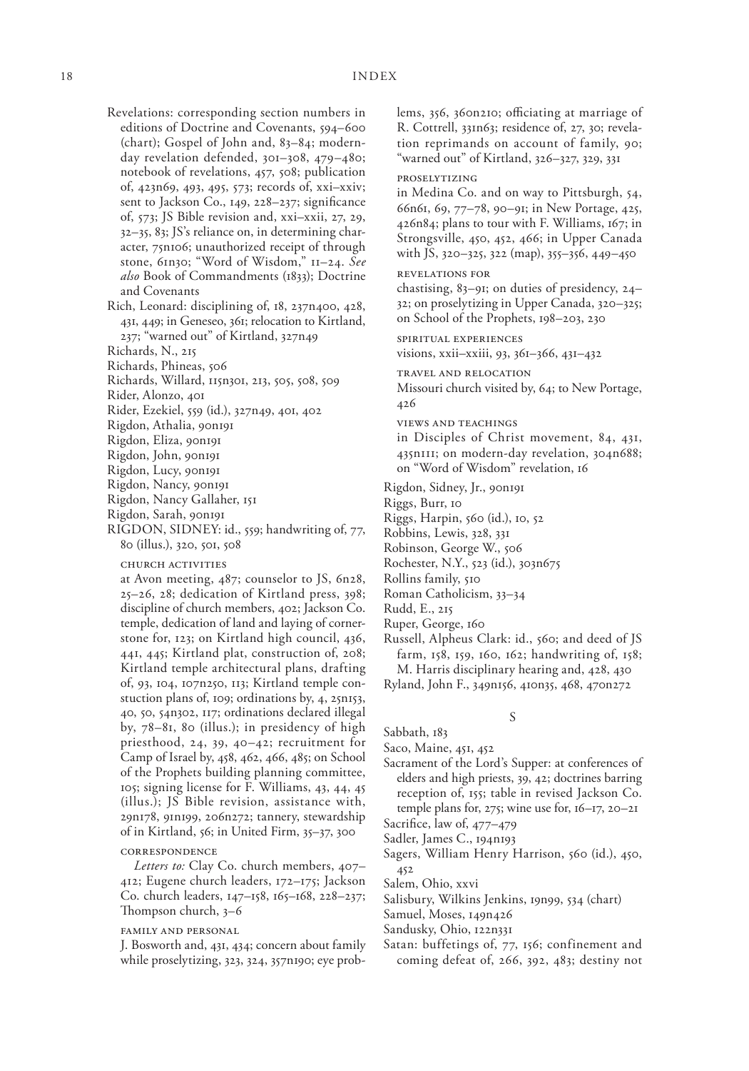Revelations: corresponding section numbers in editions of Doctrine and Covenants, 594–600 (chart); Gospel of John and, 83–84; modern-day revelation defended, 301–308, 479–480; notebook of revelations, 457, 508; publication of, 423n69, 493, 495, 573; records of, xxi–xxiv; sent to Jackson Co., 149, 228–237; significance of, 573; JS Bible revision and, xxi–xxii, 27, 29, 32–35, 83; JS's reliance on, in determining character, 75n106; unauthorized receipt of through stone, 61n30; "Word of Wisdom," 11–24. *See also* Book of Commandments (1833); Doctrine and Covenants

Rich, Leonard: disciplining of, 18, 237n400, 428, 431, 449; in Geneseo, 361; relocation to Kirtland, 237; "warned out" of Kirtland, 327n49

Richards, N., 215

Richards, Phineas, 506

Richards, Willard, 115n301, 213, 505, 508, 509

Rider, Alonzo, 401

Rider, Ezekiel, 559 (id.), 327n49, 401, 402

Rigdon, Athalia, 90n191

Rigdon, Eliza, 90n191

Rigdon, John, 90n191

Rigdon, Lucy, 90n191

Rigdon, Nancy, 90n191

Rigdon, Nancy Gallaher, 151

Rigdon, Sarah, 90n191

RIGDON, SIDNEY: id., 559; handwriting of, 77, 80 (illus.), 320, 501, 508

CHURCH ACTIVITIES

at Avon meeting, 487; counselor to JS, 6n28, 25–26, 28; dedication of Kirtland press, 398; discipline of church members, 402; Jackson Co. temple, dedication of land and laying of cornerstone for, 123; on Kirtland high council, 436, 441, 445; Kirtland plat, construction of, 208; Kirtland temple architectural plans, drafting of, 93, 104, 107n250, 113; Kirtland temple constuction plans of, 109; ordinations by, 4, 25n153, 40, 50, 54n302, 117; ordinations declared illegal by, 78–81, 80 (illus.); in presidency of high priesthood, 24, 39, 40–42; recruitment for Camp of Israel by, 458, 462, 466, 485; on School of the Prophets building planning committee, 105; signing license for F. Williams, 43, 44, 45 (illus.); JS Bible revision, assistance with, 29n178, 91n199, 206n272; tannery, stewardship of in Kirtland, 56; in United Firm, 35–37, 300

CORRESPONDENCE

*Letters to:* Clay Co. church members, 407–412; Eugene church leaders, 172–175; Jackson Co. church leaders, 147–158, 165–168, 228–237; Thompson church, 3–6

FAMILY AND PERSONAL

J. Bosworth and, 431, 434; concern about family while proselytizing, 323, 324, 357n190; eye problems, 356, 360n210; officiating at marriage of R. Cottrell, 331n63; residence of, 27, 30; revelation reprimands on account of family, 90; "warned out" of Kirtland, 326–327, 329, 331

PROSELYTIZING

in Medina Co. and on way to Pittsburgh, 54, 66n61, 69, 77–78, 90–91; in New Portage, 425, 426n84; plans to tour with F. Williams, 167; in Strongsville, 450, 452, 466; in Upper Canada with JS, 320–325, 322 (map), 355–356, 449–450

REVELATIONS FOR

chastising, 83–91; on duties of presidency, 24–32; on proselytizing in Upper Canada, 320–325; on School of the Prophets, 198–203, 230

SPIRITUAL EXPERIENCES

visions, xxii–xxiii, 93, 361–366, 431–432

TRAVEL AND RELOCATION

Missouri church visited by, 64; to New Portage, 426

VIEWS AND TEACHINGS

in Disciples of Christ movement, 84, 431, 435n111; on modern-day revelation, 304n688; on "Word of Wisdom" revelation, 16

Rigdon, Sidney, Jr., 90n191

Riggs, Burr, 10

Riggs, Harpin, 560 (id.), 10, 52

Robbins, Lewis, 328, 331

Robinson, George W., 506

Rochester, N.Y., 523 (id.), 303n675

Rollins family, 510

Roman Catholicism, 33–34

Rudd, E., 215

Ruper, George, 160

Russell, Alpheus Clark: id., 560; and deed of JS farm, 158, 159, 160, 162; handwriting of, 158; M. Harris disciplinary hearing and, 428, 430

Ryland, John F., 349n156, 410n35, 468, 470n272

## S

Sabbath, 183

Saco, Maine, 451, 452

Sacrament of the Lord's Supper: at conferences of elders and high priests, 39, 42; doctrines barring reception of, 155; table in revised Jackson Co. temple plans for, 275; wine use for, 16–17, 20–21

Sacrifice, law of, 477–479

Sadler, James C., 194n193

Sagers, William Henry Harrison, 560 (id.), 450, 452

Salem, Ohio, xxvi

Salisbury, Wilkins Jenkins, 19n99, 534 (chart)

Samuel, Moses, 149n426

Sandusky, Ohio, 122n331

Satan: buffetings of, 77, 156; confinement and coming defeat of, 266, 392, 483; destiny not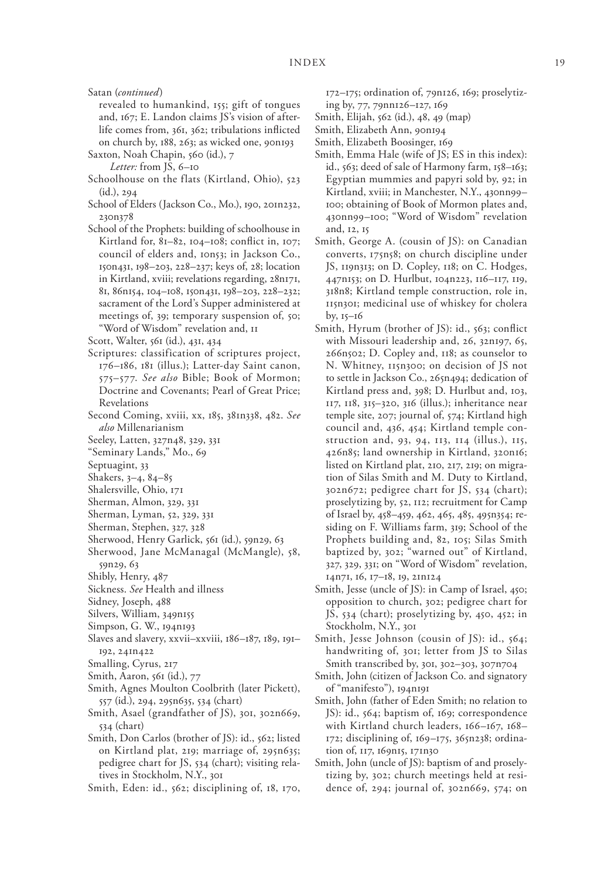Satan (*continued*)
revealed to humankind, 155; gift of tongues and, 167; E. Landon claims JS's vision of afterlife comes from, 361, 362; tribulations inflicted on church by, 188, 263; as wicked one, 90n193

Saxton, Noah Chapin, 560 (id.), 7
*Letter:* from JS, 6–10

Schoolhouse on the flats (Kirtland, Ohio), 523 (id.), 294

School of Elders (Jackson Co., Mo.), 190, 201n232, 230n378

School of the Prophets: building of schoolhouse in Kirtland for, 81–82, 104–108; conflict in, 107; council of elders and, 10n53; in Jackson Co., 150n431, 198–203, 228–237; keys of, 28; location in Kirtland, xviii; revelations regarding, 28n171, 81, 86n154, 104–108, 150n431, 198–203, 228–232; sacrament of the Lord's Supper administered at meetings of, 39; temporary suspension of, 50; "Word of Wisdom" revelation and, 11

Scott, Walter, 561 (id.), 431, 434

Scriptures: classification of scriptures project, 176–186, 181 (illus.); Latter-day Saint canon, 575–577. *See also* Bible; Book of Mormon; Doctrine and Covenants; Pearl of Great Price; Revelations

Second Coming, xviii, xx, 185, 381n338, 482. *See also* Millenarianism

Seeley, Latten, 327n48, 329, 331

"Seminary Lands," Mo., 69

Septuagint, 33

Shakers, 3–4, 84–85

Shalersville, Ohio, 171

Sherman, Almon, 329, 331

Sherman, Lyman, 52, 329, 331

Sherman, Stephen, 327, 328

Sherwood, Henry Garlick, 561 (id.), 59n29, 63

Sherwood, Jane McManagal (McMangle), 58, 59n29, 63

Shibly, Henry, 487

Sickness. *See* Health and illness

Sidney, Joseph, 488

Silvers, William, 349n155

Simpson, G. W., 194n193

Slaves and slavery, xxvii–xxviii, 186–187, 189, 191–192, 241n422

Smalling, Cyrus, 217

Smith, Aaron, 561 (id.), 77

Smith, Agnes Moulton Coolbrith (later Pickett), 557 (id.), 294, 295n635, 534 (chart)

Smith, Asael (grandfather of JS), 301, 302n669, 534 (chart)

Smith, Don Carlos (brother of JS): id., 562; listed on Kirtland plat, 219; marriage of, 295n635; pedigree chart for JS, 534 (chart); visiting relatives in Stockholm, N.Y., 301

Smith, Eden: id., 562; disciplining of, 18, 170, 172–175; ordination of, 79n126, 169; proselytizing by, 77, 79nn126–127, 169

Smith, Elijah, 562 (id.), 48, 49 (map)

Smith, Elizabeth Ann, 90n194

Smith, Elizabeth Boosinger, 169

Smith, Emma Hale (wife of JS; ES in this index): id., 563; deed of sale of Harmony farm, 158–163; Egyptian mummies and papyri sold by, 92; in Kirtland, xviii; in Manchester, N.Y., 430nn99–100; obtaining of Book of Mormon plates and, 430nn99–100; "Word of Wisdom" revelation and, 12, 15

Smith, George A. (cousin of JS): on Canadian converts, 175n58; on church discipline under JS, 119n313; on D. Copley, 118; on C. Hodges, 447n153; on D. Hurlbut, 104n223, 116–117, 119, 318n8; Kirtland temple construction, role in, 115n301; medicinal use of whiskey for cholera by, 15–16

Smith, Hyrum (brother of JS): id., 563; conflict with Missouri leadership and, 26, 32n197, 65, 266n502; D. Copley and, 118; as counselor to N. Whitney, 115n300; on decision of JS not to settle in Jackson Co., 265n494; dedication of Kirtland press and, 398; D. Hurlbut and, 103, 117, 118, 315–320, 316 (illus.); inheritance near temple site, 207; journal of, 574; Kirtland high council and, 436, 454; Kirtland temple construction and, 93, 94, 113, 114 (illus.), 115, 426n85; land ownership in Kirtland, 320n16; listed on Kirtland plat, 210, 217, 219; on migration of Silas Smith and M. Duty to Kirtland, 302n672; pedigree chart for JS, 534 (chart); proselytizing by, 52, 112; recruitment for Camp of Israel by, 458–459, 462, 465, 485, 495n354; residing on F. Williams farm, 319; School of the Prophets building and, 82, 105; Silas Smith baptized by, 302; "warned out" of Kirtland, 327, 329, 331; on "Word of Wisdom" revelation, 14n71, 16, 17–18, 19, 21n124

Smith, Jesse (uncle of JS): in Camp of Israel, 450; opposition to church, 302; pedigree chart for JS, 534 (chart); proselytizing by, 450, 452; in Stockholm, N.Y., 301

Smith, Jesse Johnson (cousin of JS): id., 564; handwriting of, 301; letter from JS to Silas Smith transcribed by, 301, 302–303, 307n704

Smith, John (citizen of Jackson Co. and signatory of "manifesto"), 194n191

Smith, John (father of Eden Smith; no relation to JS): id., 564; baptism of, 169; correspondence with Kirtland church leaders, 166–167, 168–172; disciplining of, 169–175, 365n238; ordination of, 117, 169n15, 171n30

Smith, John (uncle of JS): baptism of and proselytizing by, 302; church meetings held at residence of, 294; journal of, 302n669, 574; on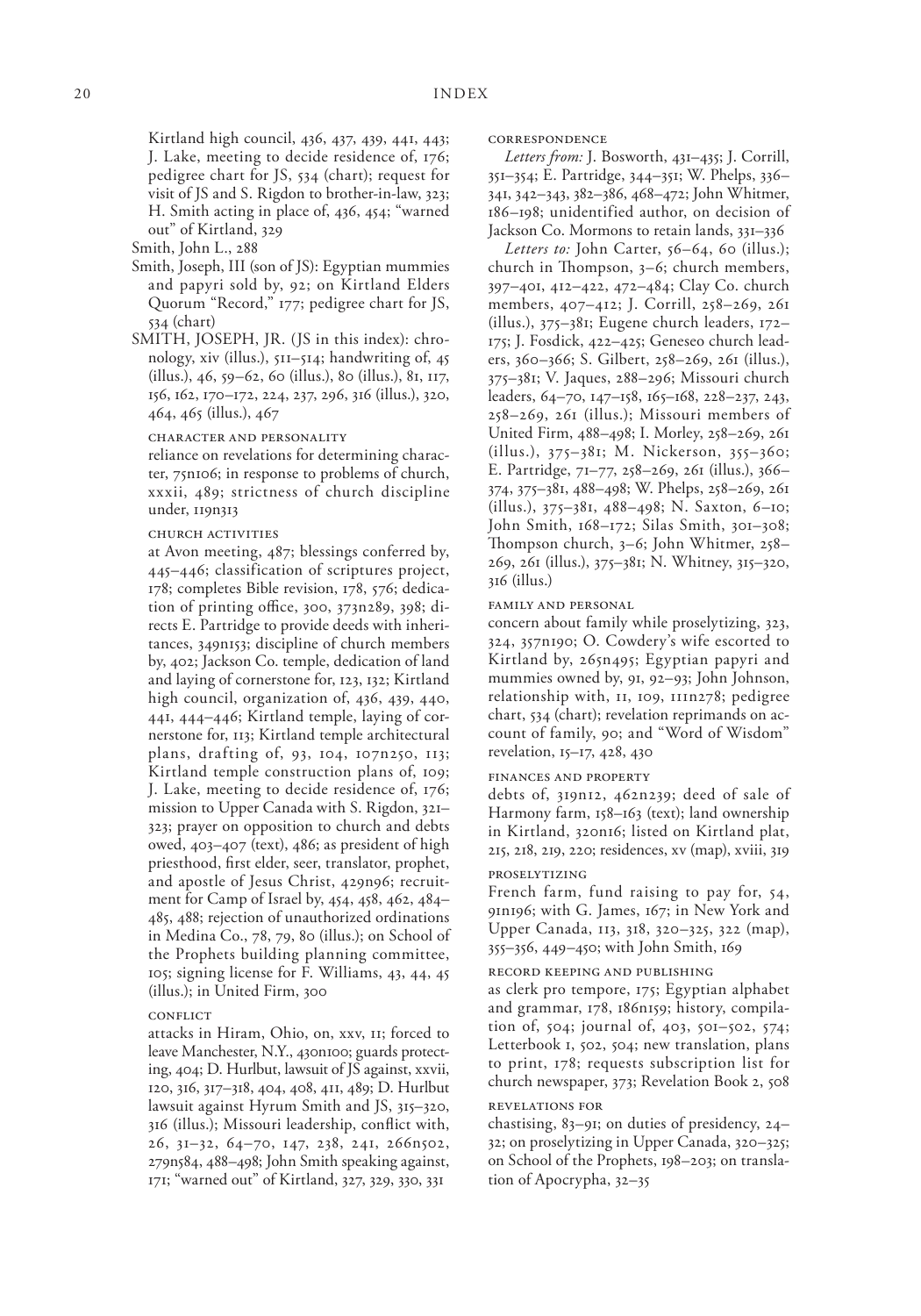Kirtland high council, 436, 437, 439, 441, 443; J. Lake, meeting to decide residence of, 176; pedigree chart for JS, 534 (chart); request for visit of JS and S. Rigdon to brother-in-law, 323; H. Smith acting in place of, 436, 454; "warned out" of Kirtland, 329

Smith, John L., 288

Smith, Joseph, III (son of JS): Egyptian mummies and papyri sold by, 92; on Kirtland Elders Quorum "Record," 177; pedigree chart for JS, 534 (chart)

SMITH, JOSEPH, JR. (JS in this index): chronology, xiv (illus.), 511–514; handwriting of, 45 (illus.), 46, 59–62, 60 (illus.), 80 (illus.), 81, 117, 156, 162, 170–172, 224, 237, 296, 316 (illus.), 320, 464, 465 (illus.), 467

CHARACTER AND PERSONALITY

reliance on revelations for determining character, 75n106; in response to problems of church, xxxii, 489; strictness of church discipline under, 119n313

CHURCH ACTIVITIES

at Avon meeting, 487; blessings conferred by, 445–446; classification of scriptures project, 178; completes Bible revision, 178, 576; dedication of printing office, 300, 373n289, 398; directs E. Partridge to provide deeds with inheritances, 349n153; discipline of church members by, 402; Jackson Co. temple, dedication of land and laying of cornerstone for, 123, 132; Kirtland high council, organization of, 436, 439, 440, 441, 444–446; Kirtland temple, laying of cornerstone for, 113; Kirtland temple architectural plans, drafting of, 93, 104, 107n250, 113; Kirtland temple construction plans of, 109; J. Lake, meeting to decide residence of, 176; mission to Upper Canada with S. Rigdon, 321–323; prayer on opposition to church and debts owed, 403–407 (text), 486; as president of high priesthood, first elder, seer, translator, prophet, and apostle of Jesus Christ, 429n96; recruitment for Camp of Israel by, 454, 458, 462, 484–485, 488; rejection of unauthorized ordinations in Medina Co., 78, 79, 80 (illus.); on School of the Prophets building planning committee, 105; signing license for F. Williams, 43, 44, 45 (illus.); in United Firm, 300

CONFLICT

attacks in Hiram, Ohio, on, xxv, 11; forced to leave Manchester, N.Y., 430n100; guards protecting, 404; D. Hurlbut, lawsuit of JS against, xxvii, 120, 316, 317–318, 404, 408, 411, 489; D. Hurlbut lawsuit against Hyrum Smith and JS, 315–320, 316 (illus.); Missouri leadership, conflict with, 26, 31–32, 64–70, 147, 238, 241, 266n502, 279n584, 488–498; John Smith speaking against, 171; "warned out" of Kirtland, 327, 329, 330, 331

CORRESPONDENCE

*Letters from:* J. Bosworth, 431–435; J. Corrill, 351–354; E. Partridge, 344–351; W. Phelps, 336–341, 342–343, 382–386, 468–472; John Whitmer, 186–198; unidentified author, on decision of Jackson Co. Mormons to retain lands, 331–336

*Letters to:* John Carter, 56–64, 60 (illus.); church in Thompson, 3–6; church members, 397–401, 412–422, 472–484; Clay Co. church members, 407–412; J. Corrill, 258–269, 261 (illus.), 375–381; Eugene church leaders, 172–175; J. Fosdick, 422–425; Geneseo church leaders, 360–366; S. Gilbert, 258–269, 261 (illus.), 375–381; V. Jaques, 288–296; Missouri church leaders, 64–70, 147–158, 165–168, 228–237, 243, 258–269, 261 (illus.), 375–381; Missouri members of United Firm, 488–498; I. Morley, 258–269, 261 (illus.), 375–381; M. Nickerson, 355–360; E. Partridge, 71–77, 258–269, 261 (illus.), 366–374, 375–381, 488–498; W. Phelps, 258–269, 261 (illus.), 375–381, 488–498; N. Saxton, 6–10; John Smith, 168–172; Silas Smith, 301–308; Thompson church, 3–6; John Whitmer, 258–269, 261 (illus.), 375–381; N. Whitney, 315–320, 316 (illus.)

FAMILY AND PERSONAL

concern about family while proselytizing, 323, 324, 357n190; O. Cowdery's wife escorted to Kirtland by, 265n495; Egyptian papyri and mummies owned by, 91, 92–93; John Johnson, relationship with, 11, 109, 111n278; pedigree chart, 534 (chart); revelation reprimands on account of family, 90; and "Word of Wisdom" revelation, 15–17, 428, 430

FINANCES AND PROPERTY

debts of, 319n12, 462n239; deed of sale of Harmony farm, 158–163 (text); land ownership in Kirtland, 320n16; listed on Kirtland plat, 215, 218, 219, 220; residences, xv (map), xviii, 319

PROSELYTIZING

French farm, fund raising to pay for, 54, 91n196; with G. James, 167; in New York and Upper Canada, 113, 318, 320–325, 322 (map), 355–356, 449–450; with John Smith, 169

RECORD KEEPING AND PUBLISHING

as clerk pro tempore, 175; Egyptian alphabet and grammar, 178, 186n159; history, compilation of, 504; journal of, 403, 501–502, 574; Letterbook 1, 502, 504; new translation, plans to print, 178; requests subscription list for church newspaper, 373; Revelation Book 2, 508

REVELATIONS FOR

chastising, 83–91; on duties of presidency, 24–32; on proselytizing in Upper Canada, 320–325; on School of the Prophets, 198–203; on translation of Apocrypha, 32–35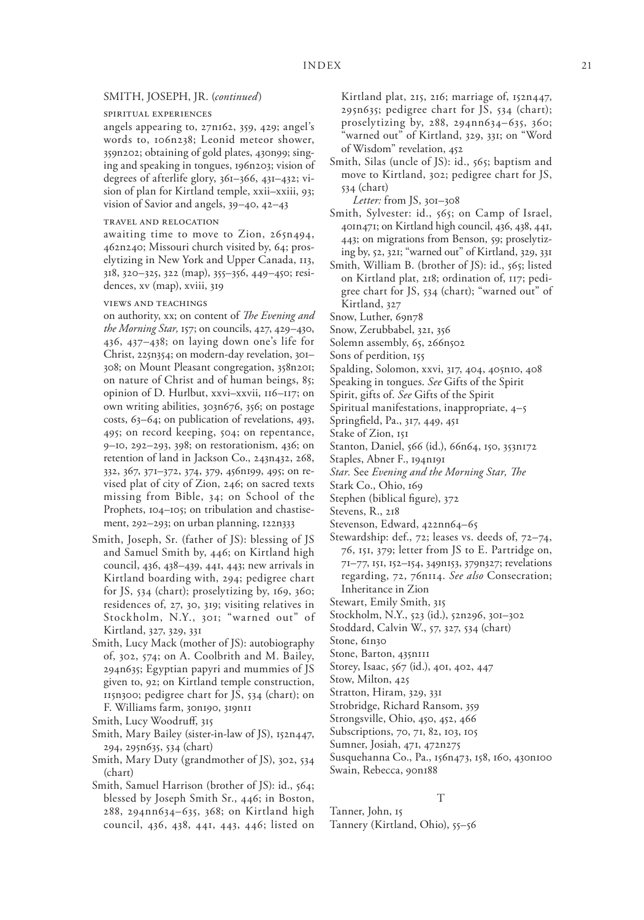SMITH, JOSEPH, JR. (*continued*)

SPIRITUAL EXPERIENCES

angels appearing to, 27n162, 359, 429; angel's words to, 106n238; Leonid meteor shower, 359n202; obtaining of gold plates, 430n99; singing and speaking in tongues, 196n203; vision of degrees of afterlife glory, 361–366, 431–432; vision of plan for Kirtland temple, xxii–xxiii, 93; vision of Savior and angels, 39–40, 42–43

TRAVEL AND RELOCATION

awaiting time to move to Zion, 265n494, 462n240; Missouri church visited by, 64; proselytizing in New York and Upper Canada, 113, 318, 320–325, 322 (map), 355–356, 449–450; residences, xv (map), xviii, 319

VIEWS AND TEACHINGS

on authority, xx; on content of *The Evening and the Morning Star,* 157; on councils, 427, 429–430, 436, 437–438; on laying down one's life for Christ, 225n354; on modern-day revelation, 301–308; on Mount Pleasant congregation, 358n201; on nature of Christ and of human beings, 85; opinion of D. Hurlbut, xxvi–xxvii, 116–117; on own writing abilities, 303n676, 356; on postage costs, 63–64; on publication of revelations, 493, 495; on record keeping, 504; on repentance, 9–10, 292–293, 398; on restorationism, 436; on retention of land in Jackson Co., 243n432, 268, 332, 367, 371–372, 374, 379, 456n199, 495; on revised plat of city of Zion, 246; on sacred texts missing from Bible, 34; on School of the Prophets, 104–105; on tribulation and chastisement, 292–293; on urban planning, 122n333

Smith, Joseph, Sr. (father of JS): blessing of JS and Samuel Smith by, 446; on Kirtland high council, 436, 438–439, 441, 443; new arrivals in Kirtland boarding with, 294; pedigree chart for JS, 534 (chart); proselytizing by, 169, 360; residences of, 27, 30, 319; visiting relatives in Stockholm, N.Y., 301; "warned out" of Kirtland, 327, 329, 331

Smith, Lucy Mack (mother of JS): autobiography of, 302, 574; on A. Coolbrith and M. Bailey, 294n635; Egyptian papyri and mummies of JS given to, 92; on Kirtland temple construction, 115n300; pedigree chart for JS, 534 (chart); on F. Williams farm, 30n190, 319n11

Smith, Lucy Woodruff, 315

Smith, Mary Bailey (sister-in-law of JS), 152n447, 294, 295n635, 534 (chart)

Smith, Mary Duty (grandmother of JS), 302, 534 (chart)

Smith, Samuel Harrison (brother of JS): id., 564; blessed by Joseph Smith Sr., 446; in Boston, 288, 294nn634–635, 368; on Kirtland high council, 436, 438, 441, 443, 446; listed on Kirtland plat, 215, 216; marriage of, 152n447, 295n635; pedigree chart for JS, 534 (chart); proselytizing by, 288, 294nn634–635, 360; "warned out" of Kirtland, 329, 331; on "Word of Wisdom" revelation, 452

Smith, Silas (uncle of JS): id., 565; baptism and move to Kirtland, 302; pedigree chart for JS, 534 (chart)

*Letter:* from JS, 301–308

Smith, Sylvester: id., 565; on Camp of Israel, 401n471; on Kirtland high council, 436, 438, 441, 443; on migrations from Benson, 59; proselytizing by, 52, 321; "warned out" of Kirtland, 329, 331

Smith, William B. (brother of JS): id., 565; listed on Kirtland plat, 218; ordination of, 117; pedigree chart for JS, 534 (chart); "warned out" of Kirtland, 327

Snow, Luther, 69n78

Snow, Zerubbabel, 321, 356

Solemn assembly, 65, 266n502

Sons of perdition, 155

Spalding, Solomon, xxvi, 317, 404, 405n10, 408

Speaking in tongues. *See* Gifts of the Spirit

Spirit, gifts of. *See* Gifts of the Spirit

Spiritual manifestations, inappropriate, 4–5

Springfield, Pa., 317, 449, 451

Stake of Zion, 151

Stanton, Daniel, 566 (id.), 66n64, 150, 353n172

Staples, Abner F., 194n191

*Star.* See *Evening and the Morning Star, The*

Stark Co., Ohio, 169

Stephen (biblical figure), 372

Stevens, R., 218

Stevenson, Edward, 422nn64–65

Stewardship: def., 72; leases vs. deeds of, 72–74, 76, 151, 379; letter from JS to E. Partridge on, 71–77, 151, 152–154, 349n153, 379n327; revelations regarding, 72, 76n114. *See also* Consecration; Inheritance in Zion

Stewart, Emily Smith, 315

Stockholm, N.Y., 523 (id.), 52n296, 301–302

Stoddard, Calvin W., 57, 327, 534 (chart)

Stone, 61n30

Stone, Barton, 435n111

Storey, Isaac, 567 (id.), 401, 402, 447

Stow, Milton, 425

Stratton, Hiram, 329, 331

Strobridge, Richard Ransom, 359

Strongsville, Ohio, 450, 452, 466

Subscriptions, 70, 71, 82, 103, 105

Sumner, Josiah, 471, 472n275

Susquehanna Co., Pa., 156n473, 158, 160, 430n100

Swain, Rebecca, 90n188

## T

Tanner, John, 15

Tannery (Kirtland, Ohio), 55–56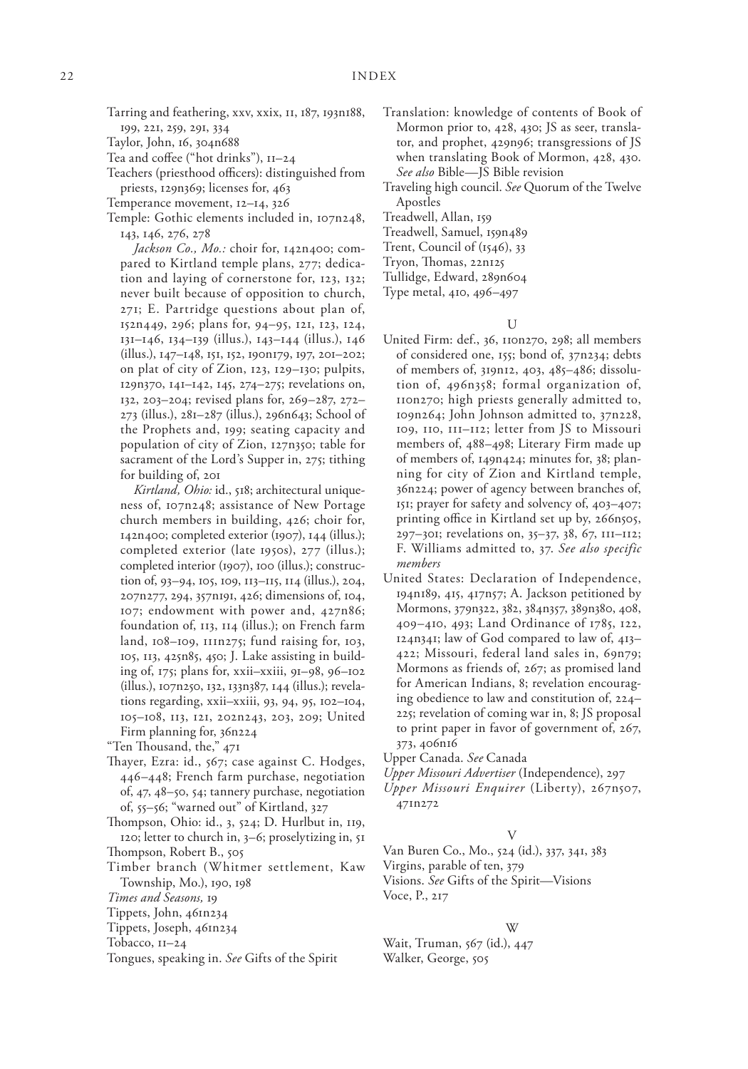Tarring and feathering, xxv, xxix, 11, 187, 193n188, 199, 221, 259, 291, 334

Taylor, John, 16, 304n688

Tea and coffee ("hot drinks"), 11–24

Teachers (priesthood officers): distinguished from priests, 129n369; licenses for, 463

Temperance movement, 12–14, 326

Temple: Gothic elements included in, 107n248, 143, 146, 276, 278

*Jackson Co., Mo.:* choir for, 142n400; compared to Kirtland temple plans, 277; dedication and laying of cornerstone for, 123, 132; never built because of opposition to church, 271; E. Partridge questions about plan of, 152n449, 296; plans for, 94–95, 121, 123, 124, 131–146, 134–139 (illus.), 143–144 (illus.), 146 (illus.), 147–148, 151, 152, 190n179, 197, 201–202; on plat of city of Zion, 123, 129–130; pulpits, 129n370, 141–142, 145, 274–275; revelations on, 132, 203–204; revised plans for, 269–287, 272–273 (illus.), 281–287 (illus.), 296n643; School of the Prophets and, 199; seating capacity and population of city of Zion, 127n350; table for sacrament of the Lord's Supper in, 275; tithing for building of, 201

*Kirtland, Ohio:* id., 518; architectural uniqueness of, 107n248; assistance of New Portage church members in building, 426; choir for, 142n400; completed exterior (1907), 144 (illus.); completed exterior (late 1950s), 277 (illus.); completed interior (1907), 100 (illus.); construction of, 93–94, 105, 109, 113–115, 114 (illus.), 204, 207n277, 294, 357n191, 426; dimensions of, 104, 107; endowment with power and, 427n86; foundation of, 113, 114 (illus.); on French farm land, 108–109, 111n275; fund raising for, 103, 105, 113, 425n85, 450; J. Lake assisting in building of, 175; plans for, xxii–xxiii, 91–98, 96–102 (illus.), 107n250, 132, 133n387, 144 (illus.); revelations regarding, xxii–xxiii, 93, 94, 95, 102–104, 105–108, 113, 121, 202n243, 203, 209; United Firm planning for, 36n224

"Ten Thousand, the," 471

Thayer, Ezra: id., 567; case against C. Hodges, 446–448; French farm purchase, negotiation of, 47, 48–50, 54; tannery purchase, negotiation of, 55–56; "warned out" of Kirtland, 327

Thompson, Ohio: id., 3, 524; D. Hurlbut in, 119, 120; letter to church in, 3–6; proselytizing in, 51

Thompson, Robert B., 505

Timber branch (Whitmer settlement, Kaw Township, Mo.), 190, 198

*Times and Seasons,* 19

Tippets, John, 461n234

Tippets, Joseph, 461n234

Tobacco, 11–24

Tongues, speaking in. *See* Gifts of the Spirit

Translation: knowledge of contents of Book of Mormon prior to, 428, 430; JS as seer, translator, and prophet, 429n96; transgressions of JS when translating Book of Mormon, 428, 430. *See also* Bible—JS Bible revision

Traveling high council. *See* Quorum of the Twelve Apostles

Treadwell, Allan, 159

Treadwell, Samuel, 159n489

Trent, Council of (1546), 33

Tryon, Thomas, 22n125

Tullidge, Edward, 289n604

Type metal, 410, 496–497

## U

United Firm: def., 36, 110n270, 298; all members of considered one, 155; bond of, 37n234; debts of members of, 319n12, 403, 485–486; dissolution of, 496n358; formal organization of, 110n270; high priests generally admitted to, 109n264; John Johnson admitted to, 37n228, 109, 110, 111–112; letter from JS to Missouri members of, 488–498; Literary Firm made up of members of, 149n424; minutes for, 38; planning for city of Zion and Kirtland temple, 36n224; power of agency between branches of, 151; prayer for safety and solvency of, 403–407; printing office in Kirtland set up by, 266n505, 297–301; revelations on, 35–37, 38, 67, 111–112; F. Williams admitted to, 37. *See also specific members*

United States: Declaration of Independence, 194n189, 415, 417n57; A. Jackson petitioned by Mormons, 379n322, 382, 384n357, 389n380, 408, 409–410, 493; Land Ordinance of 1785, 122, 124n341; law of God compared to law of, 413–422; Missouri, federal land sales in, 69n79; Mormons as friends of, 267; as promised land for American Indians, 8; revelation encouraging obedience to law and constitution of, 224–225; revelation of coming war in, 8; JS proposal to print paper in favor of government of, 267, 373, 406n16

Upper Canada. *See* Canada

*Upper Missouri Advertiser* (Independence), 297

*Upper Missouri Enquirer* (Liberty), 267n507, 471n272

## V

Van Buren Co., Mo., 524 (id.), 337, 341, 383

Virgins, parable of ten, 379

Visions. *See* Gifts of the Spirit—Visions

Voce, P., 217

## W

Wait, Truman, 567 (id.), 447

Walker, George, 505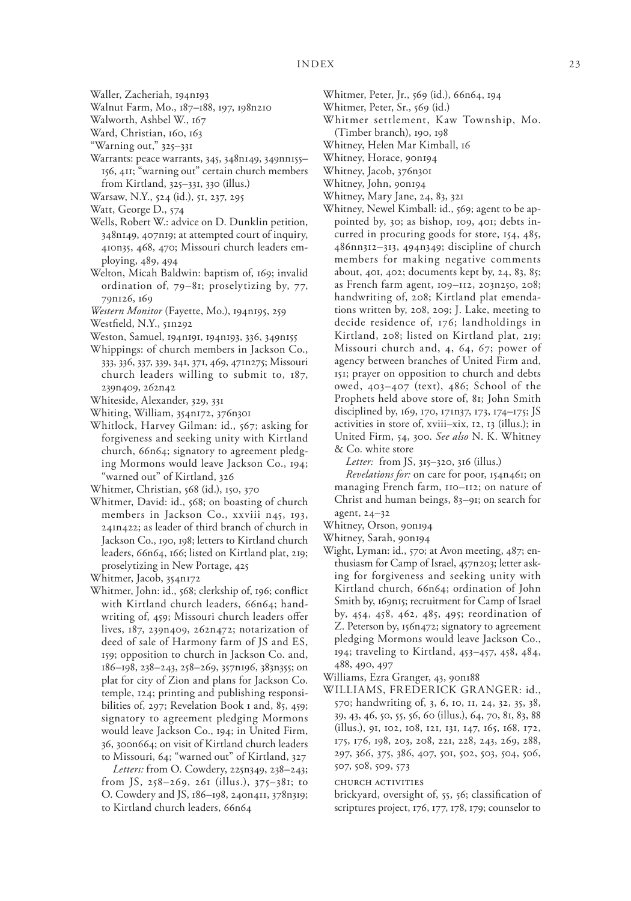Waller, Zacheriah, 194n193

Walnut Farm, Mo., 187–188, 197, 198n210

Walworth, Ashbel W., 167

Ward, Christian, 160, 163

"Warning out," 325–331

Warrants: peace warrants, 345, 348n149, 349nn155–156, 411; "warning out" certain church members from Kirtland, 325–331, 330 (illus.)

Warsaw, N.Y., 524 (id.), 51, 237, 295

Watt, George D., 574

Wells, Robert W.: advice on D. Dunklin petition, 348n149, 407n19; at attempted court of inquiry, 410n35, 468, 470; Missouri church leaders employing, 489, 494

Welton, Micah Baldwin: baptism of, 169; invalid ordination of, 79–81; proselytizing by, 77, 79n126, 169

*Western Monitor* (Fayette, Mo.), 194n195, 259

Westfield, N.Y., 51n292

Weston, Samuel, 194n191, 194n193, 336, 349n155

Whippings: of church members in Jackson Co., 333, 336, 337, 339, 341, 371, 469, 471n275; Missouri church leaders willing to submit to, 187, 239n409, 262n42

Whiteside, Alexander, 329, 331

Whiting, William, 354n172, 376n301

Whitlock, Harvey Gilman: id., 567; asking for forgiveness and seeking unity with Kirtland church, 66n64; signatory to agreement pledging Mormons would leave Jackson Co., 194; "warned out" of Kirtland, 326

Whitmer, Christian, 568 (id.), 150, 370

Whitmer, David: id., 568; on boasting of church members in Jackson Co., xxviii n45, 193, 241n422; as leader of third branch of church in Jackson Co., 190, 198; letters to Kirtland church leaders, 66n64, 166; listed on Kirtland plat, 219; proselytizing in New Portage, 425

Whitmer, Jacob, 354n172

Whitmer, John: id., 568; clerkship of, 196; conflict with Kirtland church leaders, 66n64; handwriting of, 459; Missouri church leaders offer lives, 187, 239n409, 262n472; notarization of deed of sale of Harmony farm of JS and ES, 159; opposition to church in Jackson Co. and, 186–198, 238–243, 258–269, 357n196, 383n355; on plat for city of Zion and plans for Jackson Co. temple, 124; printing and publishing responsibilities of, 297; Revelation Book 1 and, 85, 459; signatory to agreement pledging Mormons would leave Jackson Co., 194; in United Firm, 36, 300n664; on visit of Kirtland church leaders to Missouri, 64; "warned out" of Kirtland, 327

*Letters:* from O. Cowdery, 225n349, 238–243; from JS, 258–269, 261 (illus.), 375–381; to O. Cowdery and JS, 186–198, 240n411, 378n319; to Kirtland church leaders, 66n64

Whitmer, Peter, Jr., 569 (id.), 66n64, 194

Whitmer, Peter, Sr., 569 (id.)

Whitmer settlement, Kaw Township, Mo. (Timber branch), 190, 198

Whitney, Helen Mar Kimball, 16

Whitney, Horace, 90n194

Whitney, Jacob, 376n301

Whitney, John, 90n194

Whitney, Mary Jane, 24, 83, 321

Whitney, Newel Kimball: id., 569; agent to be appointed by, 30; as bishop, 109, 401; debts incurred in procuring goods for store, 154, 485, 486nn312–313, 494n349; discipline of church members for making negative comments about, 401, 402; documents kept by, 24, 83, 85; as French farm agent, 109–112, 203n250, 208; handwriting of, 208; Kirtland plat emendations written by, 208, 209; J. Lake, meeting to decide residence of, 176; landholdings in Kirtland, 208; listed on Kirtland plat, 219; Missouri church and, 4, 64, 67; power of agency between branches of United Firm and, 151; prayer on opposition to church and debts owed, 403–407 (text), 486; School of the Prophets held above store of, 81; John Smith disciplined by, 169, 170, 171n37, 173, 174–175; JS activities in store of, xviii–xix, 12, 13 (illus.); in United Firm, 54, 300. *See also* N. K. Whitney & Co. white store

*Letter:* from JS, 315–320, 316 (illus.)

*Revelations for:* on care for poor, 154n461; on managing French farm, 110–112; on nature of Christ and human beings, 83–91; on search for agent, 24–32

Whitney, Orson, 90n194

Whitney, Sarah, 90n194

Wight, Lyman: id., 570; at Avon meeting, 487; enthusiasm for Camp of Israel, 457n203; letter asking for forgiveness and seeking unity with Kirtland church, 66n64; ordination of John Smith by, 169n15; recruitment for Camp of Israel by, 454, 458, 462, 485, 495; reordination of Z. Peterson by, 156n472; signatory to agreement pledging Mormons would leave Jackson Co., 194; traveling to Kirtland, 453–457, 458, 484, 488, 490, 497

Williams, Ezra Granger, 43, 90n188

WILLIAMS, FREDERICK GRANGER: id., 570; handwriting of, 3, 6, 10, 11, 24, 32, 35, 38, 39, 43, 46, 50, 55, 56, 60 (illus.), 64, 70, 81, 83, 88 (illus.), 91, 102, 108, 121, 131, 147, 165, 168, 172, 175, 176, 198, 203, 208, 221, 228, 243, 269, 288, 297, 366, 375, 386, 407, 501, 502, 503, 504, 506, 507, 508, 509, 573

CHURCH ACTIVITIES

brickyard, oversight of, 55, 56; classification of scriptures project, 176, 177, 178, 179; counselor to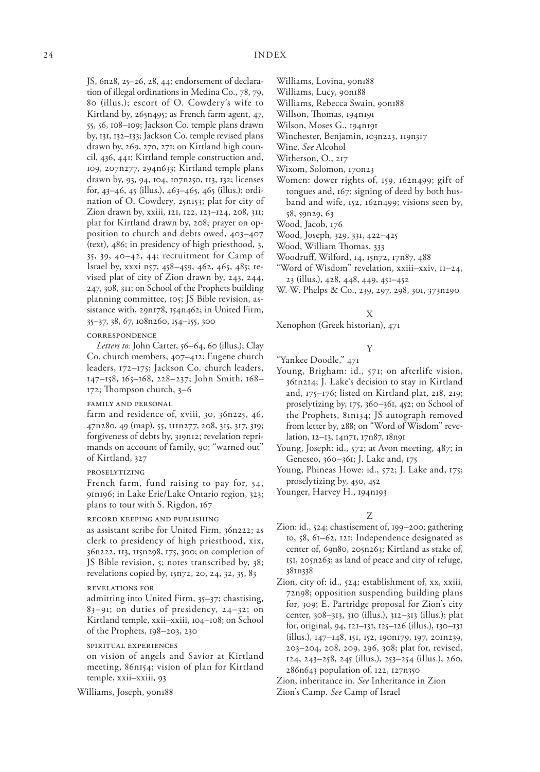JS, 6n28, 25–26, 28, 44; endorsement of declaration of illegal ordinations in Medina Co., 78, 79, 80 (illus.); escort of O. Cowdery's wife to Kirtland by, 265n495; as French farm agent, 47, 55, 56, 108–109; Jackson Co. temple plans drawn by, 131, 132–133; Jackson Co. temple revised plans drawn by, 269, 270, 271; on Kirtland high council, 436, 441; Kirtland temple construction and, 109, 207n277, 294n633; Kirtland temple plans drawn by, 93, 94, 104, 107n250, 113, 132; licenses for, 43–46, 45 (illus.), 463–465, 465 (illus.); ordination of O. Cowdery, 25n153; plat for city of Zion drawn by, xxiii, 121, 122, 123–124, 208, 311; plat for Kirtland drawn by, 208; prayer on opposition to church and debts owed, 403–407 (text), 486; in presidency of high priesthood, 3, 35, 39, 40–42, 44; recruitment for Camp of Israel by, xxxi n57, 458–459, 462, 465, 485; revised plat of city of Zion drawn by, 243, 244, 247, 308, 311; on School of the Prophets building planning committee, 105; JS Bible revision, assistance with, 29n178, 154n462; in United Firm, 35–37, 38, 67, 108n260, 154–155, 300

CORRESPONDENCE

*Letters to:* John Carter, 56–64, 60 (illus.); Clay Co. church members, 407–412; Eugene church leaders, 172–175; Jackson Co. church leaders, 147–158, 165–168, 228–237; John Smith, 168–172; Thompson church, 3–6

FAMILY AND PERSONAL

farm and residence of, xviii, 30, 36n225, 46, 47n280, 49 (map), 55, 111n277, 208, 315, 317, 319; forgiveness of debts by, 319n12; revelation reprimands on account of family, 90; "warned out" of Kirtland, 327

PROSELYTIZING

French farm, fund raising to pay for, 54, 91n196; in Lake Erie/Lake Ontario region, 323; plans to tour with S. Rigdon, 167

RECORD KEEPING AND PUBLISHING

as assistant scribe for United Firm, 36n222; as clerk to presidency of high priesthood, xix, 36n222, 113, 115n298, 175, 300; on completion of JS Bible revision, 5; notes transcribed by, 38; revelations copied by, 15n72, 20, 24, 32, 35, 83

REVELATIONS FOR

admitting into United Firm, 35–37; chastising, 83–91; on duties of presidency, 24–32; on Kirtland temple, xxii–xxiii, 104–108; on School of the Prophets, 198–203, 230

SPIRITUAL EXPERIENCES

on vision of angels and Savior at Kirtland meeting, 86n154; vision of plan for Kirtland temple, xxii–xxiii, 93

Williams, Joseph, 90n188

Williams, Lovina, 90n188

Williams, Lucy, 90n188

Williams, Rebecca Swain, 90n188

Willson, Thomas, 194n191

Wilson, Moses G., 194n191

Winchester, Benjamin, 103n223, 119n317

Wine. *See* Alcohol

Witherson, O., 217

Wixom, Solomon, 170n23

Women: dower rights of, 159, 162n499; gift of tongues and, 167; signing of deed by both husband and wife, 152, 162n499; visions seen by, 58, 59n29, 63

Wood, Jacob, 176

Wood, Joseph, 329, 331, 422–425

Wood, William Thomas, 333

Woodruff, Wilford, 14, 15n72, 17n87, 488

"Word of Wisdom" revelation, xxiii–xxiv, 11–24, 23 (illus.), 428, 448, 449, 451–452

W. W. Phelps & Co., 239, 297, 298, 301, 373n290

## X

Xenophon (Greek historian), 471

## Y

"Yankee Doodle," 471

Young, Brigham: id., 571; on afterlife vision, 361n214; J. Lake's decision to stay in Kirtland and, 175–176; listed on Kirtland plat, 218, 219; proselytizing by, 175, 360–361, 452; on School of the Prophets, 81n134; JS autograph removed from letter by, 288; on "Word of Wisdom" revelation, 12–13, 14n71, 17n87, 18n91

Young, Joseph: id., 572; at Avon meeting, 487; in Geneseo, 360–361; J. Lake and, 175

Young, Phineas Howe: id., 572; J. Lake and, 175; proselytizing by, 450, 452

Younger, Harvey H., 194n193

## Z

Zion: id., 524; chastisement of, 199–200; gathering to, 58, 61–62, 121; Independence designated as center of, 69n80, 205n263; Kirtland as stake of, 151, 205n263; as land of peace and city of refuge, 381n338

Zion, city of: id., 524; establishment of, xx, xxiii, 72n98; opposition suspending building plans for, 309; E. Partridge proposal for Zion's city center, 308–313, 310 (illus.), 312–313 (illus.); plat for, original, 94, 121–131, 125–126 (illus.), 130–131 (illus.), 147–148, 151, 152, 190n179, 197, 201n239, 203–204, 208, 209, 296, 308; plat for, revised, 124, 243–258, 245 (illus.), 253–254 (illus.), 260, 286n643 population of, 122, 127n350

Zion, inheritance in. *See* Inheritance in Zion

Zion's Camp. *See* Camp of Israel